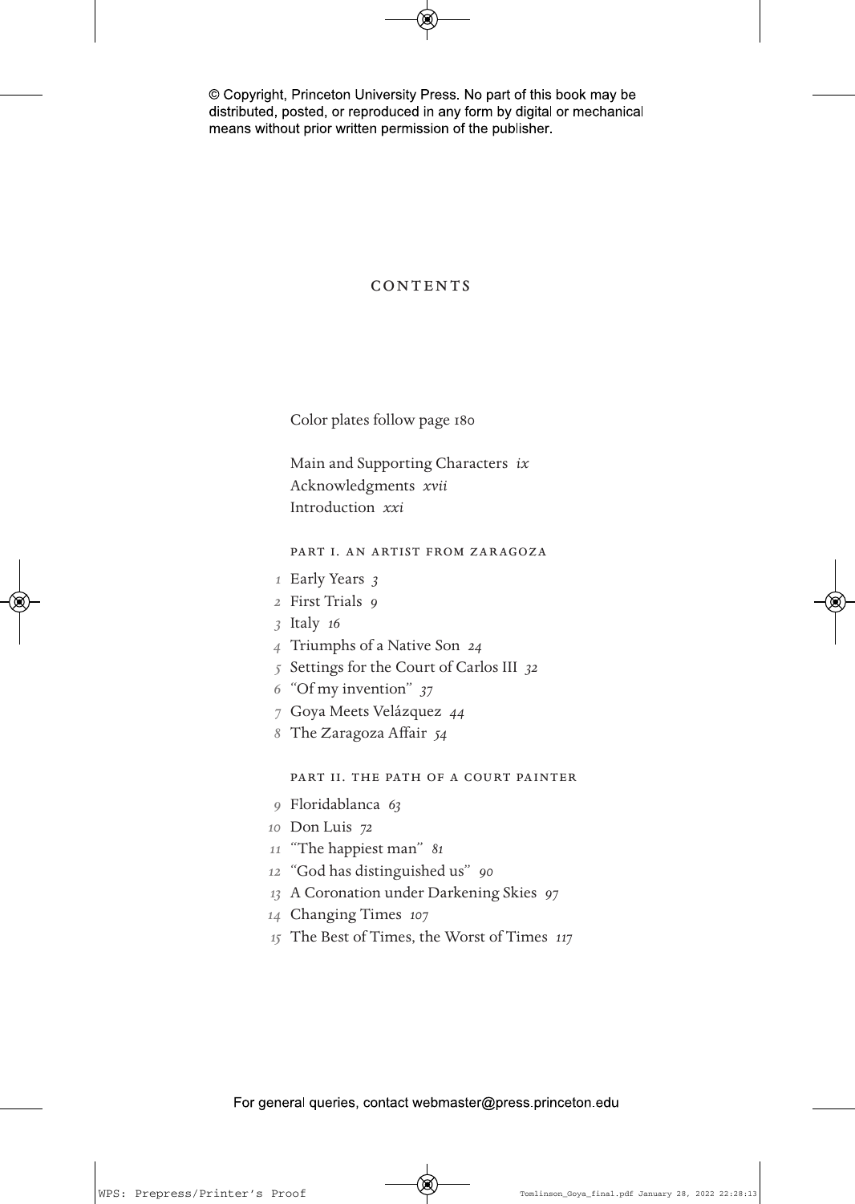# CONTENTS

Color plates follow page 180

Main and Supporting Characters *ix*
Acknowledgments *xvii*
Introduction *xxi*

## PART I. AN ARTIST FROM ZARAGOZA

*1* Early Years *3*
*2* First Trials *9*
*3* Italy *16*
*4* Triumphs of a Native Son *24*
*5* Settings for the Court of Carlos III *32*
*6* “Of my invention” *37*
*7* Goya Meets Velázquez *44*
*8* The Zaragoza Affair *54*

## PART II. THE PATH OF A COURT PAINTER

*9* Floridablanca *63*
*10* Don Luis *72*
*11* “The happiest man” *81*
*12* “God has distinguished us” *90*
*13* A Coronation under Darkening Skies *97*
*14* Changing Times *107*
*15* The Best of Times, the Worst of Times *117*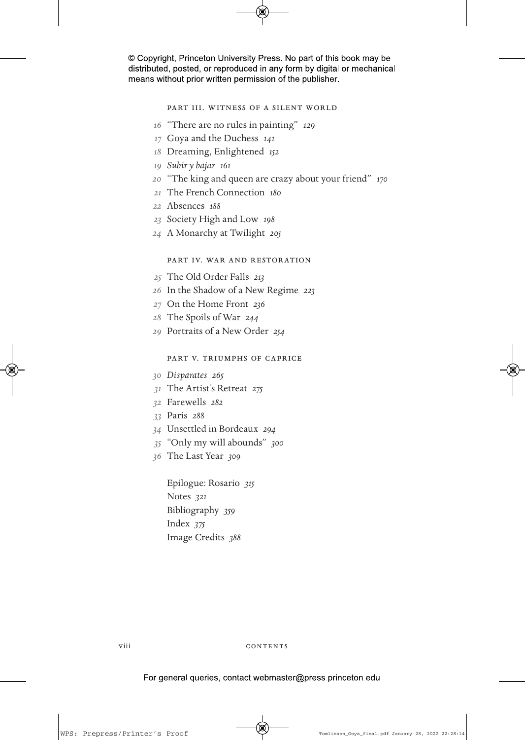## PART III. WITNESS OF A SILENT WORLD

16 "There are no rules in painting" 129

17 Goya and the Duchess 141

18 Dreaming, Enlightened 152

19 *Subir y bajar* 161

20 "The king and queen are crazy about your friend" 170

21 The French Connection 180

22 Absences 188

23 Society High and Low 198

24 A Monarchy at Twilight 205

## PART IV. WAR AND RESTORATION

25 The Old Order Falls 213

26 In the Shadow of a New Regime 223

27 On the Home Front 236

28 The Spoils of War 244

29 Portraits of a New Order 254

## PART V. TRIUMPHS OF CAPRICE

30 *Disparates* 265

31 The Artist's Retreat 275

32 Farewells 282

33 Paris 288

34 Unsettled in Bordeaux 294

35 "Only my will abounds" 300

36 The Last Year 309

Epilogue: Rosario 315

Notes 321

Bibliography 359

Index 375

Image Credits 388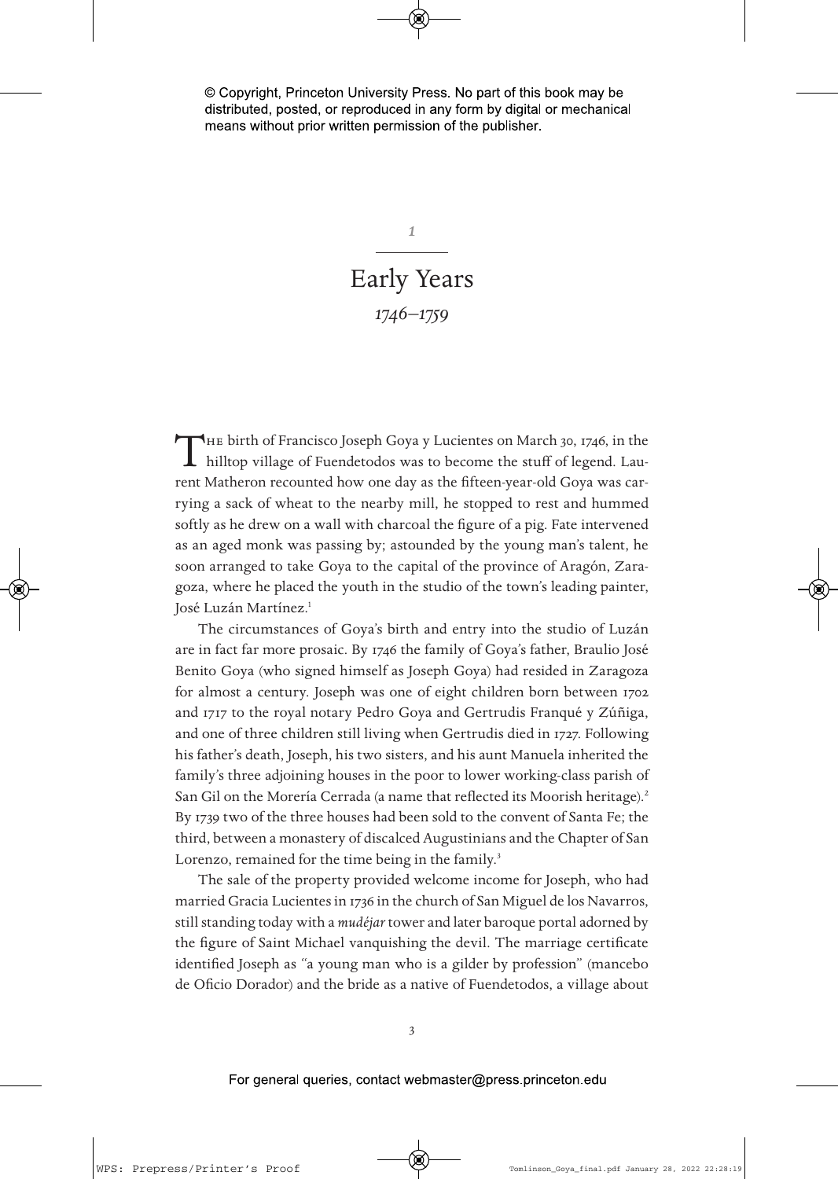# 1

## Early Years

*1746–1759*

The birth of Francisco Joseph Goya y Lucientes on March 30, 1746, in the hilltop village of Fuendetodos was to become the stuff of legend. Laurent Matheron recounted how one day as the fifteen-year-old Goya was carrying a sack of wheat to the nearby mill, he stopped to rest and hummed softly as he drew on a wall with charcoal the figure of a pig. Fate intervened as an aged monk was passing by; astounded by the young man's talent, he soon arranged to take Goya to the capital of the province of Aragón, Zaragoza, where he placed the youth in the studio of the town's leading painter, José Luzán Martínez.[1]

The circumstances of Goya's birth and entry into the studio of Luzán are in fact far more prosaic. By 1746 the family of Goya's father, Braulio José Benito Goya (who signed himself as Joseph Goya) had resided in Zaragoza for almost a century. Joseph was one of eight children born between 1702 and 1717 to the royal notary Pedro Goya and Gertrudis Franqué y Zúñiga, and one of three children still living when Gertrudis died in 1727. Following his father's death, Joseph, his two sisters, and his aunt Manuela inherited the family's three adjoining houses in the poor to lower working-class parish of San Gil on the Morería Cerrada (a name that reflected its Moorish heritage).[2] By 1739 two of the three houses had been sold to the convent of Santa Fe; the third, between a monastery of discalced Augustinians and the Chapter of San Lorenzo, remained for the time being in the family.[3]

The sale of the property provided welcome income for Joseph, who had married Gracia Lucientes in 1736 in the church of San Miguel de los Navarros, still standing today with a *mudéjar* tower and later baroque portal adorned by the figure of Saint Michael vanquishing the devil. The marriage certificate identified Joseph as "a young man who is a gilder by profession" (mancebo de Oficio Dorador) and the bride as a native of Fuendetodos, a village about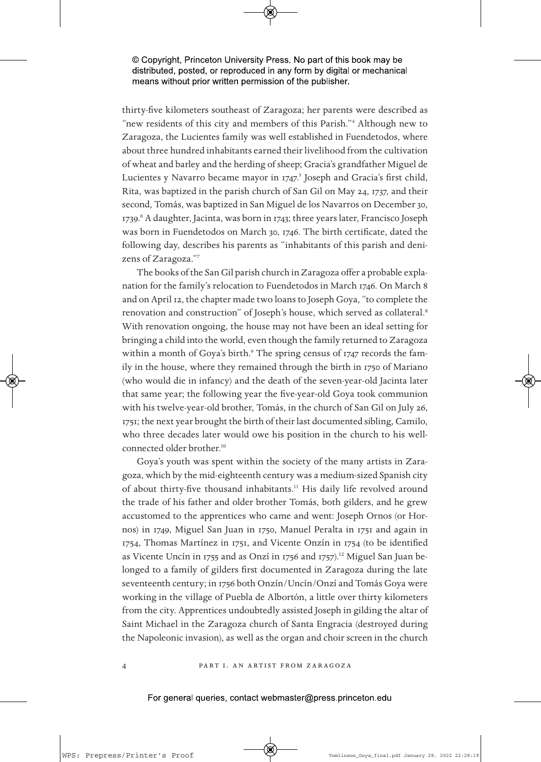thirty-five kilometers southeast of Zaragoza; her parents were described as "new residents of this city and members of this Parish."[4] Although new to Zaragoza, the Lucientes family was well established in Fuendetodos, where about three hundred inhabitants earned their livelihood from the cultivation of wheat and barley and the herding of sheep; Gracia's grandfather Miguel de Lucientes y Navarro became mayor in 1747.[5] Joseph and Gracia's first child, Rita, was baptized in the parish church of San Gil on May 24, 1737, and their second, Tomás, was baptized in San Miguel de los Navarros on December 30, 1739.[6] A daughter, Jacinta, was born in 1743; three years later, Francisco Joseph was born in Fuendetodos on March 30, 1746. The birth certificate, dated the following day, describes his parents as "inhabitants of this parish and denizens of Zaragoza."[7]

The books of the San Gil parish church in Zaragoza offer a probable explanation for the family's relocation to Fuendetodos in March 1746. On March 8 and on April 12, the chapter made two loans to Joseph Goya, "to complete the renovation and construction" of Joseph's house, which served as collateral.[8] With renovation ongoing, the house may not have been an ideal setting for bringing a child into the world, even though the family returned to Zaragoza within a month of Goya's birth.[9] The spring census of 1747 records the family in the house, where they remained through the birth in 1750 of Mariano (who would die in infancy) and the death of the seven-year-old Jacinta later that same year; the following year the five-year-old Goya took communion with his twelve-year-old brother, Tomás, in the church of San Gil on July 26, 1751; the next year brought the birth of their last documented sibling, Camilo, who three decades later would owe his position in the church to his well-connected older brother.[10]

Goya's youth was spent within the society of the many artists in Zaragoza, which by the mid-eighteenth century was a medium-sized Spanish city of about thirty-five thousand inhabitants.[11] His daily life revolved around the trade of his father and older brother Tomás, both gilders, and he grew accustomed to the apprentices who came and went: Joseph Ornos (or Hornos) in 1749, Miguel San Juan in 1750, Manuel Peralta in 1751 and again in 1754, Thomas Martínez in 1751, and Vicente Onzín in 1754 (to be identified as Vicente Uncín in 1755 and as Onzí in 1756 and 1757).[12] Miguel San Juan belonged to a family of gilders first documented in Zaragoza during the late seventeenth century; in 1756 both Onzín/Uncín/Onzí and Tomás Goya were working in the village of Puebla de Albortón, a little over thirty kilometers from the city. Apprentices undoubtedly assisted Joseph in gilding the altar of Saint Michael in the Zaragoza church of Santa Engracia (destroyed during the Napoleonic invasion), as well as the organ and choir screen in the church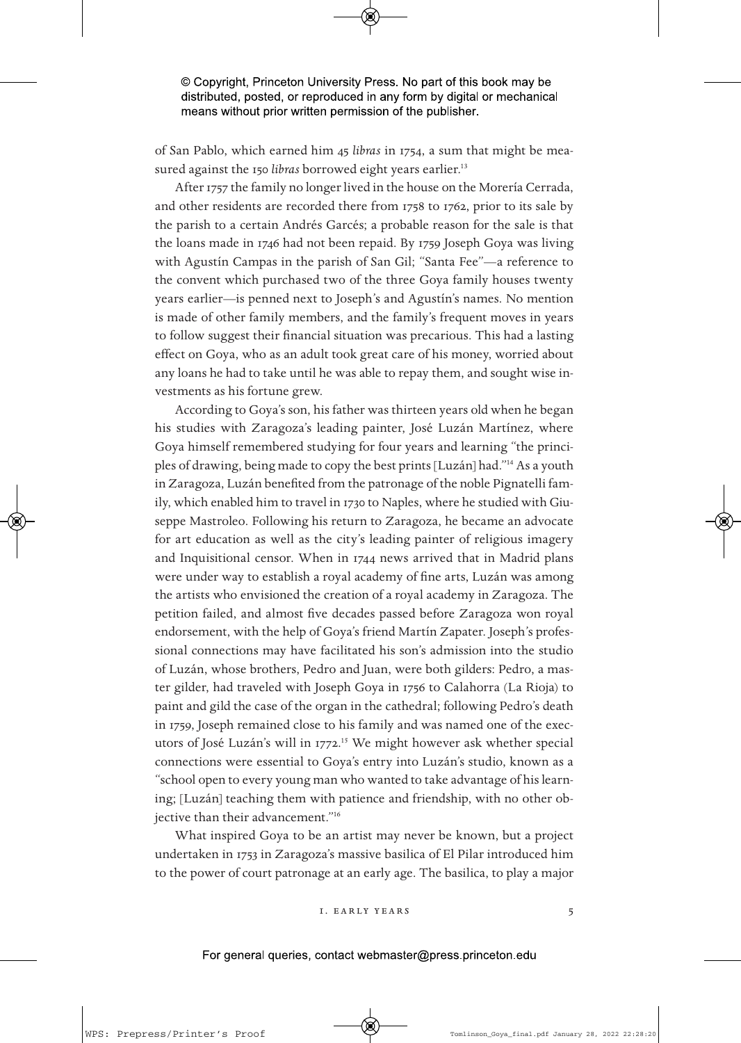of San Pablo, which earned him 45 *libras* in 1754, a sum that might be measured against the 150 *libras* borrowed eight years earlier.[13]

After 1757 the family no longer lived in the house on the Morería Cerrada, and other residents are recorded there from 1758 to 1762, prior to its sale by the parish to a certain Andrés Garcés; a probable reason for the sale is that the loans made in 1746 had not been repaid. By 1759 Joseph Goya was living with Agustín Campas in the parish of San Gil; "Santa Fee"—a reference to the convent which purchased two of the three Goya family houses twenty years earlier—is penned next to Joseph's and Agustín's names. No mention is made of other family members, and the family's frequent moves in years to follow suggest their financial situation was precarious. This had a lasting effect on Goya, who as an adult took great care of his money, worried about any loans he had to take until he was able to repay them, and sought wise investments as his fortune grew.

According to Goya's son, his father was thirteen years old when he began his studies with Zaragoza's leading painter, José Luzán Martínez, where Goya himself remembered studying for four years and learning "the principles of drawing, being made to copy the best prints [Luzán] had."[14] As a youth in Zaragoza, Luzán benefited from the patronage of the noble Pignatelli family, which enabled him to travel in 1730 to Naples, where he studied with Giuseppe Mastroleo. Following his return to Zaragoza, he became an advocate for art education as well as the city's leading painter of religious imagery and Inquisitional censor. When in 1744 news arrived that in Madrid plans were under way to establish a royal academy of fine arts, Luzán was among the artists who envisioned the creation of a royal academy in Zaragoza. The petition failed, and almost five decades passed before Zaragoza won royal endorsement, with the help of Goya's friend Martín Zapater. Joseph's professional connections may have facilitated his son's admission into the studio of Luzán, whose brothers, Pedro and Juan, were both gilders: Pedro, a master gilder, had traveled with Joseph Goya in 1756 to Calahorra (La Rioja) to paint and gild the case of the organ in the cathedral; following Pedro's death in 1759, Joseph remained close to his family and was named one of the executors of José Luzán's will in 1772.[15] We might however ask whether special connections were essential to Goya's entry into Luzán's studio, known as a "school open to every young man who wanted to take advantage of his learning; [Luzán] teaching them with patience and friendship, with no other objective than their advancement."[16]

What inspired Goya to be an artist may never be known, but a project undertaken in 1753 in Zaragoza's massive basilica of El Pilar introduced him to the power of court patronage at an early age. The basilica, to play a major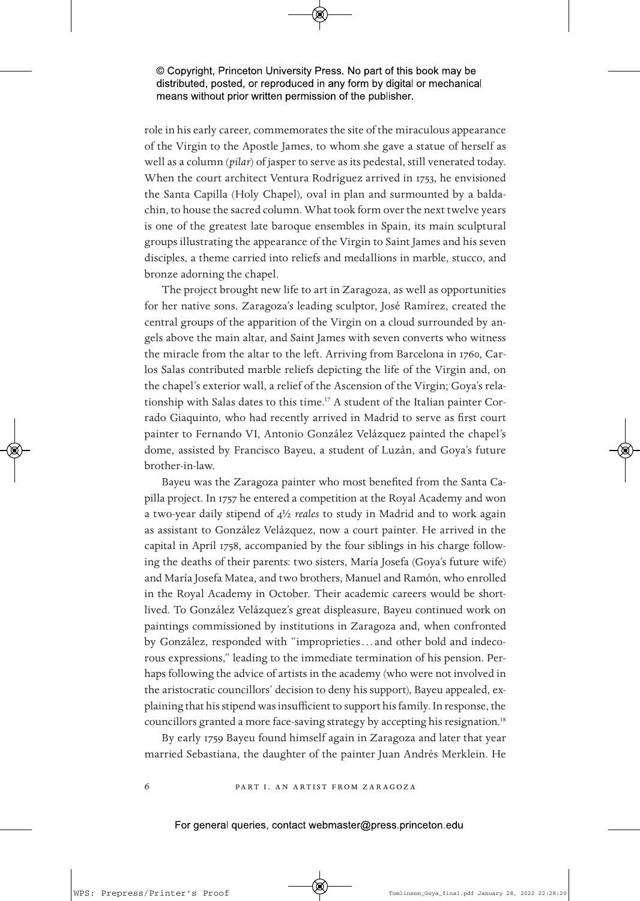role in his early career, commemorates the site of the miraculous appearance of the Virgin to the Apostle James, to whom she gave a statue of herself as well as a column (*pilar*) of jasper to serve as its pedestal, still venerated today. When the court architect Ventura Rodríguez arrived in 1753, he envisioned the Santa Capilla (Holy Chapel), oval in plan and surmounted by a baldachin, to house the sacred column. What took form over the next twelve years is one of the greatest late baroque ensembles in Spain, its main sculptural groups illustrating the appearance of the Virgin to Saint James and his seven disciples, a theme carried into reliefs and medallions in marble, stucco, and bronze adorning the chapel.

The project brought new life to art in Zaragoza, as well as opportunities for her native sons. Zaragoza's leading sculptor, José Ramírez, created the central groups of the apparition of the Virgin on a cloud surrounded by angels above the main altar, and Saint James with seven converts who witness the miracle from the altar to the left. Arriving from Barcelona in 1760, Carlos Salas contributed marble reliefs depicting the life of the Virgin and, on the chapel's exterior wall, a relief of the Ascension of the Virgin; Goya's relationship with Salas dates to this time.[17] A student of the Italian painter Corrado Giaquinto, who had recently arrived in Madrid to serve as first court painter to Fernando VI, Antonio González Velázquez painted the chapel's dome, assisted by Francisco Bayeu, a student of Luzán, and Goya's future brother-in-law.

Bayeu was the Zaragoza painter who most benefited from the Santa Capilla project. In 1757 he entered a competition at the Royal Academy and won a two-year daily stipend of 4½ *reales* to study in Madrid and to work again as assistant to González Velázquez, now a court painter. He arrived in the capital in April 1758, accompanied by the four siblings in his charge following the deaths of their parents: two sisters, María Josefa (Goya's future wife) and María Josefa Matea, and two brothers, Manuel and Ramón, who enrolled in the Royal Academy in October. Their academic careers would be short-lived. To González Velázquez's great displeasure, Bayeu continued work on paintings commissioned by institutions in Zaragoza and, when confronted by González, responded with "improprieties . . . and other bold and indecorous expressions," leading to the immediate termination of his pension. Perhaps following the advice of artists in the academy (who were not involved in the aristocratic councillors' decision to deny his support), Bayeu appealed, explaining that his stipend was insufficient to support his family. In response, the councillors granted a more face-saving strategy by accepting his resignation.[18]

By early 1759 Bayeu found himself again in Zaragoza and later that year married Sebastiana, the daughter of the painter Juan Andrés Merklein. He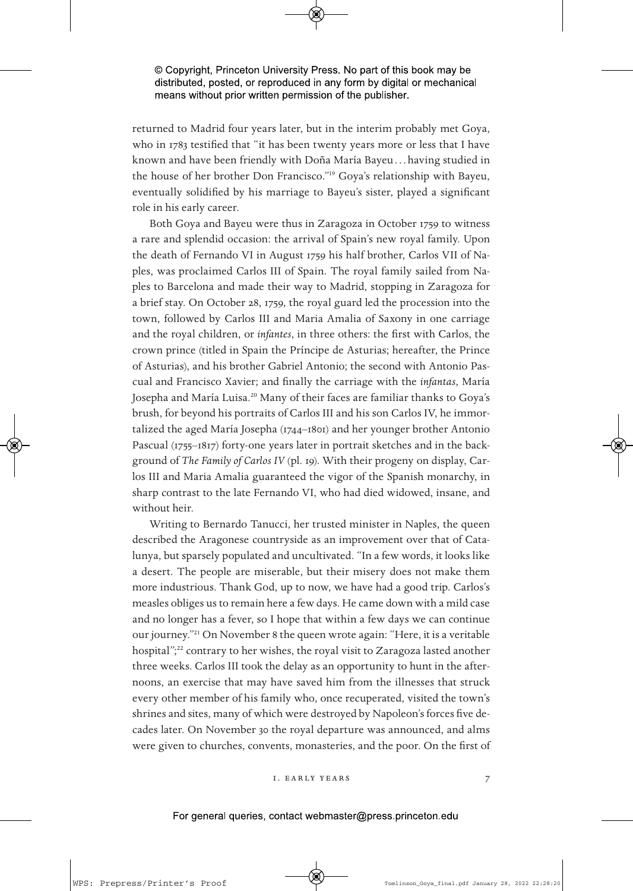returned to Madrid four years later, but in the interim probably met Goya, who in 1783 testified that "it has been twenty years more or less that I have known and have been friendly with Doña María Bayeu . . . having studied in the house of her brother Don Francisco."[19] Goya's relationship with Bayeu, eventually solidified by his marriage to Bayeu's sister, played a significant role in his early career.

Both Goya and Bayeu were thus in Zaragoza in October 1759 to witness a rare and splendid occasion: the arrival of Spain's new royal family. Upon the death of Fernando VI in August 1759 his half brother, Carlos VII of Naples, was proclaimed Carlos III of Spain. The royal family sailed from Naples to Barcelona and made their way to Madrid, stopping in Zaragoza for a brief stay. On October 28, 1759, the royal guard led the procession into the town, followed by Carlos III and Maria Amalia of Saxony in one carriage and the royal children, or *infantes*, in three others: the first with Carlos, the crown prince (titled in Spain the Príncipe de Asturias; hereafter, the Prince of Asturias), and his brother Gabriel Antonio; the second with Antonio Pascual and Francisco Xavier; and finally the carriage with the *infantas*, María Josepha and María Luisa.[20] Many of their faces are familiar thanks to Goya's brush, for beyond his portraits of Carlos III and his son Carlos IV, he immortalized the aged María Josepha (1744–1801) and her younger brother Antonio Pascual (1755–1817) forty-one years later in portrait sketches and in the background of *The Family of Carlos IV* (pl. 19). With their progeny on display, Carlos III and Maria Amalia guaranteed the vigor of the Spanish monarchy, in sharp contrast to the late Fernando VI, who had died widowed, insane, and without heir.

Writing to Bernardo Tanucci, her trusted minister in Naples, the queen described the Aragonese countryside as an improvement over that of Catalunya, but sparsely populated and uncultivated. "In a few words, it looks like a desert. The people are miserable, but their misery does not make them more industrious. Thank God, up to now, we have had a good trip. Carlos's measles obliges us to remain here a few days. He came down with a mild case and no longer has a fever, so I hope that within a few days we can continue our journey."[21] On November 8 the queen wrote again: "Here, it is a veritable hospital";[22] contrary to her wishes, the royal visit to Zaragoza lasted another three weeks. Carlos III took the delay as an opportunity to hunt in the afternoons, an exercise that may have saved him from the illnesses that struck every other member of his family who, once recuperated, visited the town's shrines and sites, many of which were destroyed by Napoleon's forces five decades later. On November 30 the royal departure was announced, and alms were given to churches, convents, monasteries, and the poor. On the first of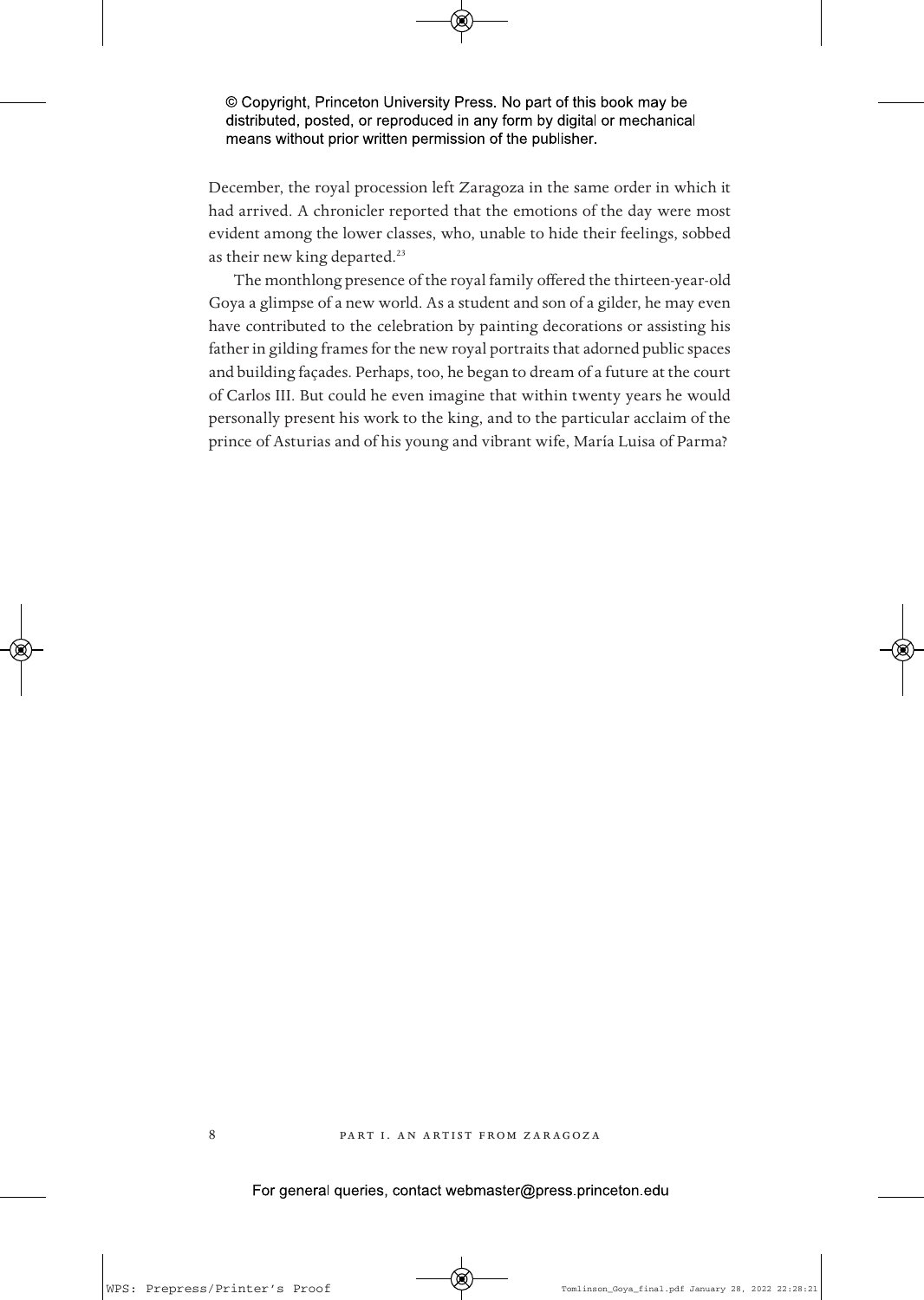December, the royal procession left Zaragoza in the same order in which it had arrived. A chronicler reported that the emotions of the day were most evident among the lower classes, who, unable to hide their feelings, sobbed as their new king departed.[23]

The monthlong presence of the royal family offered the thirteen-year-old Goya a glimpse of a new world. As a student and son of a gilder, he may even have contributed to the celebration by painting decorations or assisting his father in gilding frames for the new royal portraits that adorned public spaces and building façades. Perhaps, too, he began to dream of a future at the court of Carlos III. But could he even imagine that within twenty years he would personally present his work to the king, and to the particular acclaim of the prince of Asturias and of his young and vibrant wife, María Luisa of Parma?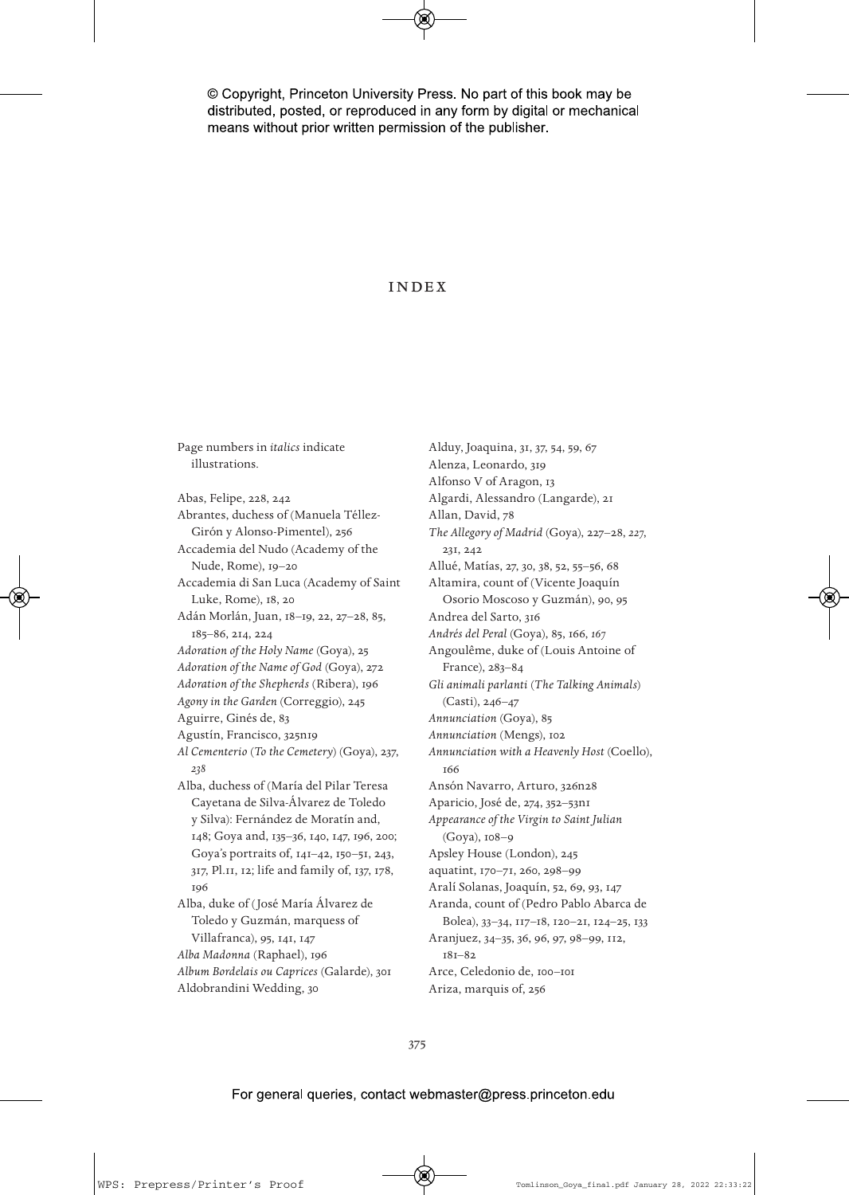# INDEX

Page numbers in *italics* indicate illustrations.

Abas, Felipe, 228, 242
Abrantes, duchess of (Manuela Téllez-Girón y Alonso-Pimentel), 256
Accademia del Nudo (Academy of the Nude, Rome), 19–20
Accademia di San Luca (Academy of Saint Luke, Rome), 18, 20
Adán Morlán, Juan, 18–19, 22, 27–28, 85, 185–86, 214, 224
*Adoration of the Holy Name* (Goya), 25
*Adoration of the Name of God* (Goya), 272
*Adoration of the Shepherds* (Ribera), 196
*Agony in the Garden* (Correggio), 245
Aguirre, Ginés de, 83
Agustín, Francisco, 325n19
*Al Cementerio* (*To the Cemetery*) (Goya), 237, *238*
Alba, duchess of (María del Pilar Teresa Cayetana de Silva-Álvarez de Toledo y Silva): Fernández de Moratín and, 148; Goya and, 135–36, 140, 147, 196, 200; Goya's portraits of, 141–42, 150–51, 243, 317, Pl.11, 12; life and family of, 137, 178, 196
Alba, duke of (José María Álvarez de Toledo y Guzmán, marquess of Villafranca), 95, 141, 147
*Alba Madonna* (Raphael), 196
*Album Bordelais ou Caprices* (Galarde), 301
Aldobrandini Wedding, 30
Alduy, Joaquina, 31, 37, 54, 59, 67
Alenza, Leonardo, 319
Alfonso V of Aragon, 13
Algardi, Alessandro (Langarde), 21
Allan, David, 78
*The Allegory of Madrid* (Goya), 227–28, *227*, 231, 242
Allué, Matías, 27, 30, 38, 52, 55–56, 68
Altamira, count of (Vicente Joaquín Osorio Moscoso y Guzmán), 90, 95
Andrea del Sarto, 316
*Andrés del Peral* (Goya), 85, 166, *167*
Angoulême, duke of (Louis Antoine of France), 283–84
*Gli animali parlanti* (*The Talking Animals*) (Casti), 246–47
*Annunciation* (Goya), 85
*Annunciation* (Mengs), 102
*Annunciation with a Heavenly Host* (Coello), 166
Ansón Navarro, Arturo, 326n28
Aparicio, José de, 274, 352–53n1
*Appearance of the Virgin to Saint Julian* (Goya), 108–9
Apsley House (London), 245
aquatint, 170–71, 260, 298–99
Aralí Solanas, Joaquín, 52, 69, 93, 147
Aranda, count of (Pedro Pablo Abarca de Bolea), 33–34, 117–18, 120–21, 124–25, 133
Aranjuez, 34–35, 36, 96, 97, 98–99, 112, 181–82
Arce, Celedonio de, 100–101
Ariza, marquis of, 256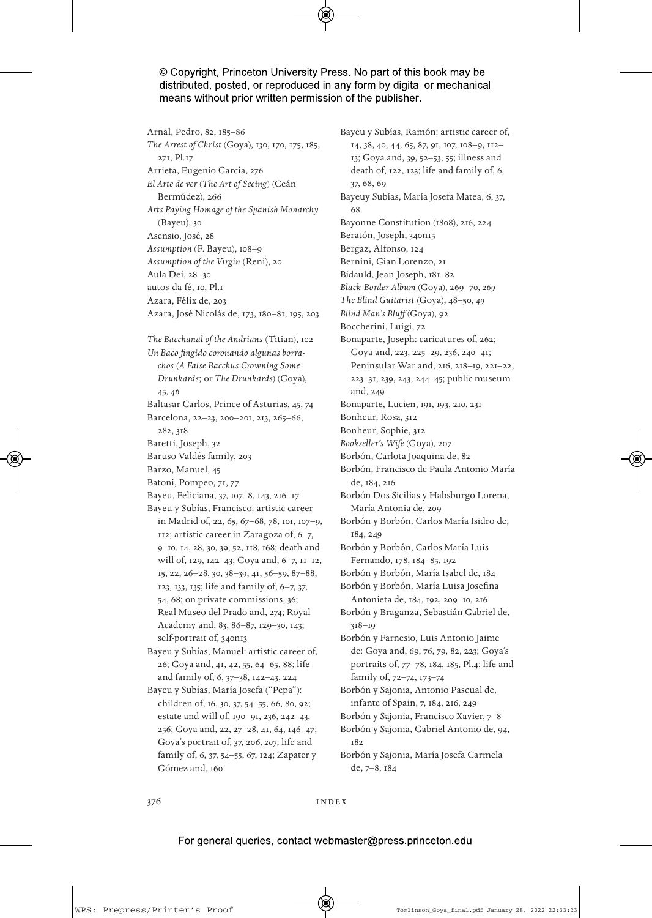Arnal, Pedro, 82, 185–86
*The Arrest of Christ* (Goya), 130, 170, 175, 185, 271, Pl.17
Arrieta, Eugenio García, 276
*El Arte de ver* (*The Art of Seeing*) (Ceán Bermúdez), 266
*Arts Paying Homage of the Spanish Monarchy* (Bayeu), 30
Asensio, José, 28
*Assumption* (F. Bayeu), 108–9
*Assumption of the Virgin* (Reni), 20
Aula Dei, 28–30
autos-da-fé, 10, Pl.1
Azara, Félix de, 203
Azara, José Nicolás de, 173, 180–81, 195, 203

*The Bacchanal of the Andrians* (Titian), 102
*Un Baco fingido coronando algunas borrachos* (*A False Bacchus Crowning Some Drunkards*; or *The Drunkards*) (Goya), 45, *46*
Baltasar Carlos, Prince of Asturias, 45, 74
Barcelona, 22–23, 200–201, 213, 265–66, 282, 318
Baretti, Joseph, 32
Baruso Valdés family, 203
Barzo, Manuel, 45
Batoni, Pompeo, 71, 77
Bayeu, Feliciana, 37, 107–8, 143, 216–17
Bayeu y Subías, Francisco: artistic career in Madrid of, 22, 65, 67–68, 78, 101, 107–9, 112; artistic career in Zaragoza of, 6–7, 9–10, 14, 28, 30, 39, 52, 118, 168; death and will of, 129, 142–43; Goya and, 6–7, 11–12, 15, 22, 26–28, 30, 38–39, 41, 56–59, 87–88, 123, 133, 135; life and family of, 6–7, 37, 54, 68; on private commissions, 36; Real Museo del Prado and, 274; Royal Academy and, 83, 86–87, 129–30, 143; self-portrait of, 340n13
Bayeu y Subías, Manuel: artistic career of, 26; Goya and, 41, 42, 55, 64–65, 88; life and family of, 6, 37–38, 142–43, 224
Bayeu y Subías, María Josefa ("Pepa"): children of, 16, 30, 37, 54–55, 66, 80, 92; estate and will of, 190–91, 236, 242–43, 256; Goya and, 22, 27–28, 41, 64, 146–47; Goya's portrait of, 37, 206, *207*; life and family of, 6, 37, 54–55, 67, 124; Zapater y Gómez and, 160
Bayeu y Subías, Ramón: artistic career of, 14, 38, 40, 44, 65, 87, 91, 107, 108–9, 112–13; Goya and, 39, 52–53, 55; illness and death of, 122, 123; life and family of, 6, 37, 68, 69
Bayeuy Subías, María Josefa Matea, 6, 37, 68
Bayonne Constitution (1808), 216, 224
Beratón, Joseph, 340n15
Bergaz, Alfonso, 124
Bernini, Gian Lorenzo, 21
Bidauld, Jean-Joseph, 181–82
*Black-Border Album* (Goya), 269–70, *269*
*The Blind Guitarist* (Goya), 48–50, *49*
*Blind Man's Bluff* (Goya), 92
Boccherini, Luigi, 72
Bonaparte, Joseph: caricatures of, 262; Goya and, 223, 225–29, 236, 240–41; Peninsular War and, 216, 218–19, 221–22, 223–31, 239, 243, 244–45; public museum and, 249
Bonaparte, Lucien, 191, 193, 210, 231
Bonheur, Rosa, 312
Bonheur, Sophie, 312
*Bookseller's Wife* (Goya), 207
Borbón, Carlota Joaquina de, 82
Borbón, Francisco de Paula Antonio María de, 184, 216
Borbón Dos Sicilias y Habsburgo Lorena, María Antonia de, 209
Borbón y Borbón, Carlos María Isidro de, 184, 249
Borbón y Borbón, Carlos María Luis Fernando, 178, 184–85, 192
Borbón y Borbón, María Isabel de, 184
Borbón y Borbón, María Luisa Josefina Antonieta de, 184, 192, 209–10, 216
Borbón y Braganza, Sebastián Gabriel de, 318–19
Borbón y Farnesio, Luis Antonio Jaime de: Goya and, 69, 76, 79, 82, 223; Goya's portraits of, 77–78, 184, 185, Pl.4; life and family of, 72–74, 173–74
Borbón y Sajonia, Antonio Pascual de, infante of Spain, 7, 184, 216, 249
Borbón y Sajonia, Francisco Xavier, 7–8
Borbón y Sajonia, Gabriel Antonio de, 94, 182
Borbón y Sajonia, María Josefa Carmela de, 7–8, 184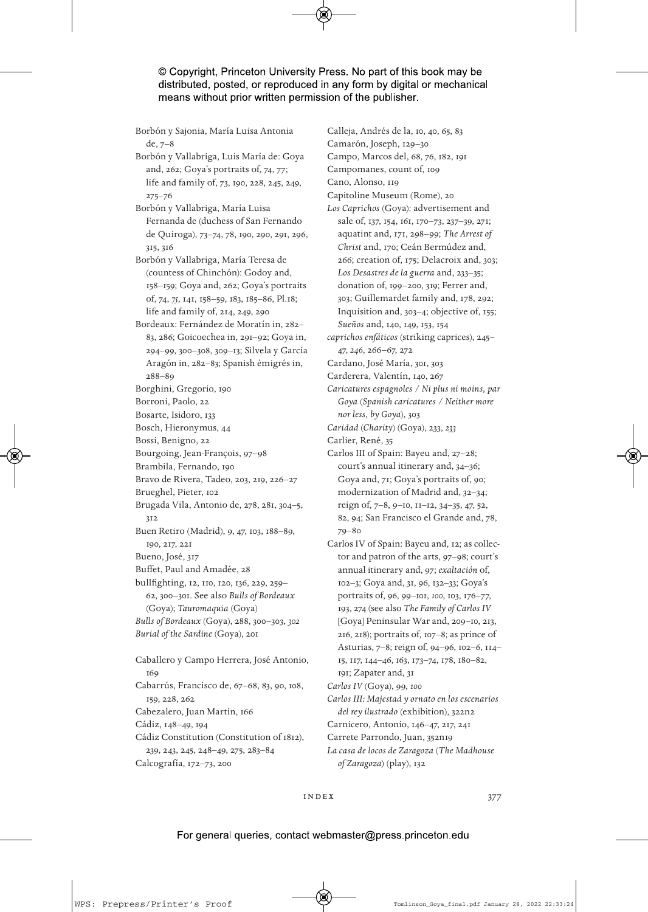Borbón y Sajonia, María Luisa Antonia de, 7–8

Borbón y Vallabriga, Luis María de: Goya and, 262; Goya's portraits of, 74, 77; life and family of, 73, 190, 228, 245, 249, 275–76

Borbón y Vallabriga, María Luisa Fernanda de (duchess of San Fernando de Quiroga), 73–74, 78, 190, 290, 291, 296, 315, 316

Borbón y Vallabriga, María Teresa de (countess of Chinchón): Godoy and, 158–159; Goya and, 262; Goya's portraits of, 74, *75*, 141, 158–59, 183, 185–86, Pl.18; life and family of, 214, 249, 290

Bordeaux: Fernández de Moratín in, 282–83, 286; Goicoechea in, 291–92; Goya in, 294–99, 300–308, 309–13; Silvela y García Aragón in, 282–83; Spanish émigrés in, 288–89

Borghini, Gregorio, 190

Borroni, Paolo, 22

Bosarte, Isidoro, 133

Bosch, Hieronymus, 44

Bossi, Benigno, 22

Bourgoing, Jean-François, 97–98

Brambila, Fernando, 190

Bravo de Rivera, Tadeo, 203, 219, 226–27

Brueghel, Pieter, 102

Brugada Vila, Antonio de, 278, 281, 304–5, 312

Buen Retiro (Madrid), 9, 47, 103, 188–89, 190, 217, 221

Bueno, José, 317

Buffet, Paul and Amadée, 28

bullfighting, 12, 110, 120, 136, 229, 259–62, 300–301. See also *Bulls of Bordeaux* (Goya); *Tauromaquia* (Goya)

*Bulls of Bordeaux* (Goya), 288, 300–303, *302*

*Burial of the Sardine* (Goya), 201

Caballero y Campo Herrera, José Antonio, 169

Cabarrús, Francisco de, 67–68, 83, 90, 108, 159, 228, 262

Cabezalero, Juan Martín, 166

Cádiz, 148–49, 194

Cádiz Constitution (Constitution of 1812), 239, 243, 245, 248–49, 275, 283–84

Calcografía, 172–73, 200

Calleja, Andrés de la, 10, 40, 65, 83

Camarón, Joseph, 129–30

Campo, Marcos del, 68, 76, 182, 191

Campomanes, count of, 109

Cano, Alonso, 119

Capitoline Museum (Rome), 20

*Los Caprichos* (Goya): advertisement and sale of, 137, 154, 161, 170–73, 237–39, 271; aquatint and, 171, 298–99; *The Arrest of Christ* and, 170; Ceán Bermúdez and, 266; creation of, 175; Delacroix and, 303; *Los Desastres de la guerra* and, 233–35; donation of, 199–200, 319; Ferrer and, 303; Guillemardet family and, 178, 292; Inquisition and, 303–4; objective of, 155; *Sueños* and, 140, 149, 153, 154

*caprichos enfáticos* (striking caprices), 245–47, *246*, 266–67, 272

Cardano, José María, 301, 303

Carderera, Valentín, 140, 267

*Caricatures espagnoles / Ni plus ni moins, par Goya* (*Spanish caricatures / Neither more nor less, by Goya*), 303

*Caridad* (*Charity*) (Goya), 233, *233*

Carlier, René, 35

Carlos III of Spain: Bayeu and, 27–28; court's annual itinerary and, 34–36; Goya and, 71; Goya's portraits of, 90; modernization of Madrid and, 32–34; reign of, 7–8, 9–10, 11–12, 34–35, 47, 52, 82, 94; San Francisco el Grande and, 78, 79–80

Carlos IV of Spain: Bayeu and, 12; as collector and patron of the arts, 97–98; court's annual itinerary and, 97; *exaltación* of, 102–3; Goya and, 31, 96, 132–33; Goya's portraits of, 96, 99–101, *100*, 103, 176–77, 193, 274 (see also *The Family of Carlos IV* [Goya] Peninsular War and, 209–10, 213, 216, 218); portraits of, 107–8; as prince of Asturias, 7–8; reign of, 94–96, 102–6, 114–15, 117, 144–46, 163, 173–74, 178, 180–82, 191; Zapater and, 31

*Carlos IV* (Goya), 99, *100*

*Carlos III: Majestad y ornato en los escenarios del rey ilustrado* (exhibition), 322n2

Carnicero, Antonio, 146–47, 217, 241

Carrete Parrondo, Juan, 352n19

*La casa de locos de Zaragoza* (*The Madhouse of Zaragoza*) (play), 132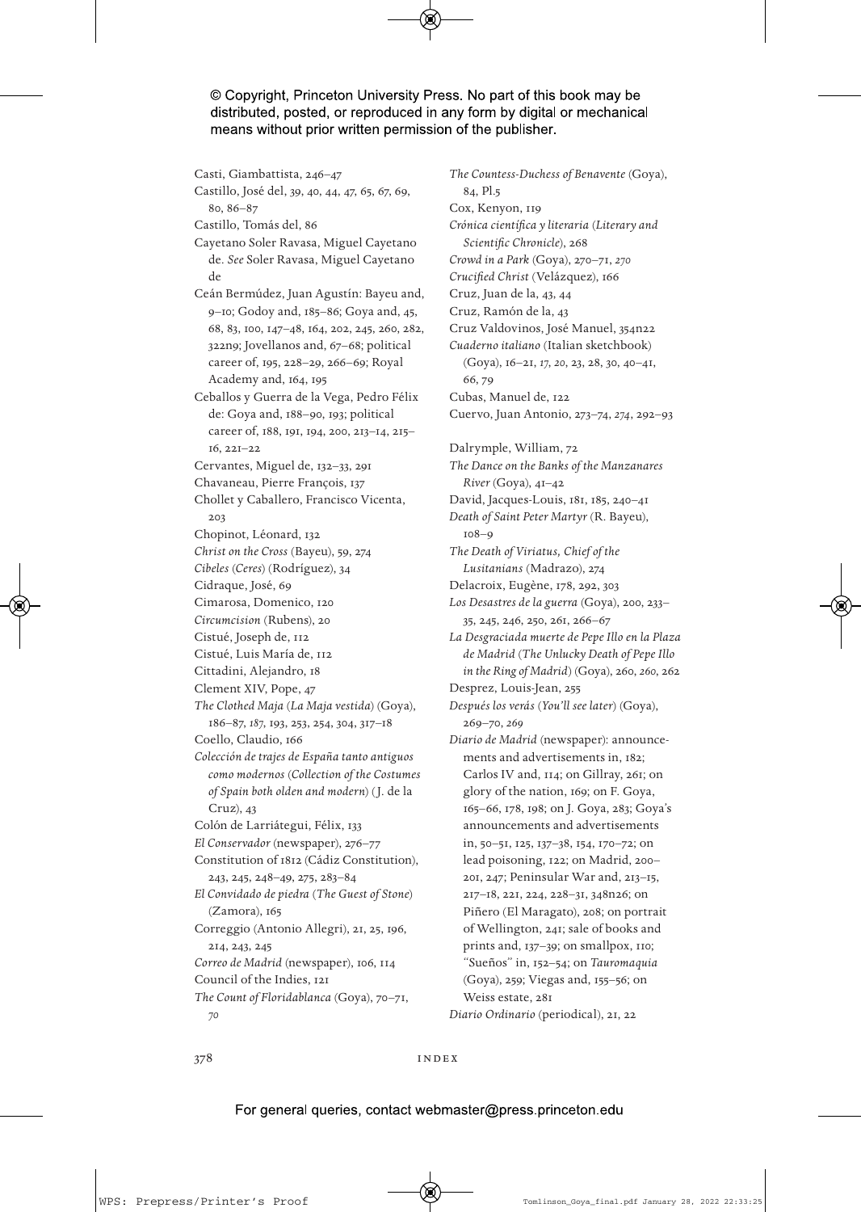Casti, Giambattista, 246–47

Castillo, José del, 39, 40, 44, 47, 65, 67, 69, 80, 86–87

Castillo, Tomás del, 86

Cayetano Soler Ravasa, Miguel Cayetano de. *See* Soler Ravasa, Miguel Cayetano de

Ceán Bermúdez, Juan Agustín: Bayeu and, 9–10; Godoy and, 185–86; Goya and, 45, 68, 83, 100, 147–48, 164, 202, 245, 260, 282, 322n9; Jovellanos and, 67–68; political career of, 195, 228–29, 266–69; Royal Academy and, 164, 195

Ceballos y Guerra de la Vega, Pedro Félix de: Goya and, 188–90, 193; political career of, 188, 191, 194, 200, 213–14, 215–16, 221–22

Cervantes, Miguel de, 132–33, 291

Chavaneau, Pierre François, 137

Chollet y Caballero, Francisco Vicenta, 203

Chopinot, Léonard, 132

*Christ on the Cross* (Bayeu), 59, 274

*Cibeles* (*Ceres*) (Rodríguez), 34

Cidraque, José, 69

Cimarosa, Domenico, 120

*Circumcision* (Rubens), 20

Cistué, Joseph de, 112

Cistué, Luis María de, 112

Cittadini, Alejandro, 18

Clement XIV, Pope, 47

*The Clothed Maja* (*La Maja vestida*) (Goya), 186–87, *187*, 193, 253, 254, 304, 317–18

Coello, Claudio, 166

*Colección de trajes de España tanto antiguos como modernos* (*Collection of the Costumes of Spain both olden and modern*) (J. de la Cruz), 43

Colón de Larriátegui, Félix, 133

*El Conservador* (newspaper), 276–77

Constitution of 1812 (Cádiz Constitution), 243, 245, 248–49, 275, 283–84

*El Convidado de piedra* (*The Guest of Stone*) (Zamora), 165

Correggio (Antonio Allegri), 21, 25, 196, 214, 243, 245

*Correo de Madrid* (newspaper), 106, 114

Council of the Indies, 121

*The Count of Floridablanca* (Goya), 70–71, *70*

*The Countess-Duchess of Benavente* (Goya), 84, Pl.5

Cox, Kenyon, 119

*Crónica científica y literaria* (*Literary and Scientific Chronicle*), 268

*Crowd in a Park* (Goya), 270–71, *270*

*Crucified Christ* (Velázquez), 166

Cruz, Juan de la, 43, 44

Cruz, Ramón de la, 43

Cruz Valdovinos, José Manuel, 354n22

*Cuaderno italiano* (Italian sketchbook) (Goya), 16–21, *17*, *20*, 23, 28, 30, 40–41, 66, 79

Cubas, Manuel de, 122

Cuervo, Juan Antonio, 273–74, *274*, 292–93

Dalrymple, William, 72

*The Dance on the Banks of the Manzanares River* (Goya), 41–42

David, Jacques-Louis, 181, 185, 240–41

*Death of Saint Peter Martyr* (R. Bayeu), 108–9

*The Death of Viriatus, Chief of the Lusitanians* (Madrazo), 274

Delacroix, Eugène, 178, 292, 303

*Los Desastres de la guerra* (Goya), 200, 233–35, 245, 246, 250, 261, 266–67

*La Desgraciada muerte de Pepe Illo en la Plaza de Madrid* (*The Unlucky Death of Pepe Illo in the Ring of Madrid*) (Goya), 260, *260*, 262

Desprez, Louis-Jean, 255

*Después los verás* (*You'll see later*) (Goya), 269–70, *269*

*Diario de Madrid* (newspaper): announcements and advertisements in, 182; Carlos IV and, 114; on Gillray, 261; on glory of the nation, 169; on F. Goya, 165–66, 178, 198; on J. Goya, 283; Goya's announcements and advertisements in, 50–51, 125, 137–38, 154, 170–72; on lead poisoning, 122; on Madrid, 200–201, 247; Peninsular War and, 213–15, 217–18, 221, 224, 228–31, 348n26; on Piñero (El Maragato), 208; on portrait of Wellington, 241; sale of books and prints and, 137–39; on smallpox, 110; "Sueños" in, 152–54; on *Tauromaquia* (Goya), 259; Viegas and, 155–56; on Weiss estate, 281

*Diario Ordinario* (periodical), 21, 22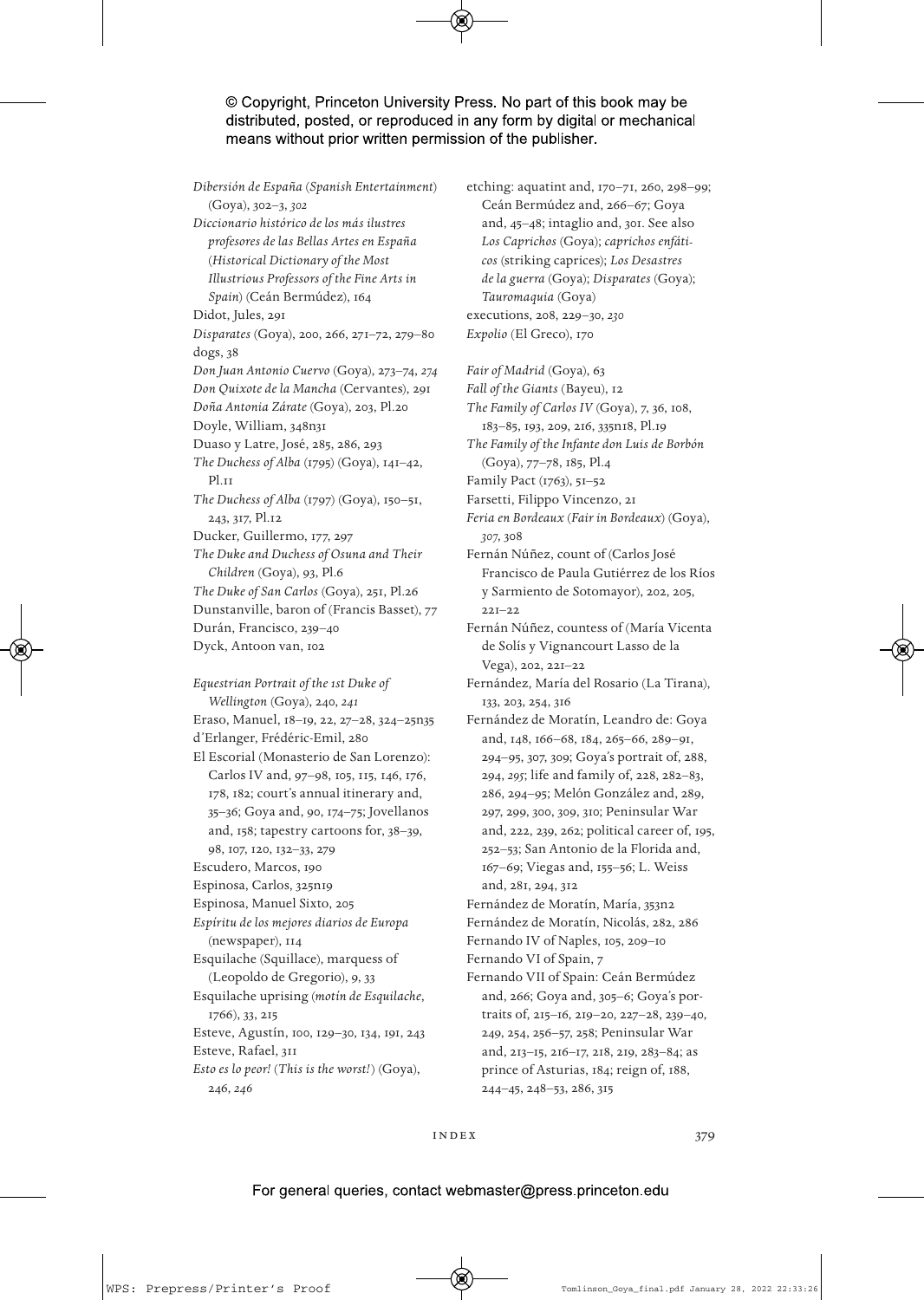*Dibersión de España* (*Spanish Entertainment*) (Goya), 302–3, *302*
*Diccionario histórico de los más ilustres profesores de las Bellas Artes en España* (*Historical Dictionary of the Most Illustrious Professors of the Fine Arts in Spain*) (Ceán Bermúdez), 164
Didot, Jules, 291
*Disparates* (Goya), 200, 266, 271–72, 279–80
dogs, 38
*Don Juan Antonio Cuervo* (Goya), 273–74, *274*
*Don Quixote de la Mancha* (Cervantes), 291
*Doña Antonia Zárate* (Goya), 203, Pl.20
Doyle, William, 348n31
Duaso y Latre, José, 285, 286, 293
*The Duchess of Alba* (1795) (Goya), 141–42, Pl.11
*The Duchess of Alba* (1797) (Goya), 150–51, 243, 317, Pl.12
Ducker, Guillermo, 177, 297
*The Duke and Duchess of Osuna and Their Children* (Goya), 93, Pl.6
*The Duke of San Carlos* (Goya), 251, Pl.26
Dunstanville, baron of (Francis Basset), 77
Durán, Francisco, 239–40
Dyck, Antoon van, 102

*Equestrian Portrait of the 1st Duke of Wellington* (Goya), 240, *241*
Eraso, Manuel, 18–19, 22, 27–28, 324–25n35
d'Erlanger, Frédéric-Emil, 280
El Escorial (Monasterio de San Lorenzo): Carlos IV and, 97–98, 105, 115, 146, 176, 178, 182; court's annual itinerary and, 35–36; Goya and, 90, 174–75; Jovellanos and, 158; tapestry cartoons for, 38–39, 98, 107, 120, 132–33, 279
Escudero, Marcos, 190
Espinosa, Carlos, 325n19
Espinosa, Manuel Sixto, 205
*Espíritu de los mejores diarios de Europa* (newspaper), 114
Esquilache (Squillace), marquess of (Leopoldo de Gregorio), 9, 33
Esquilache uprising (*motín de Esquilache*, 1766), 33, 215
Esteve, Agustín, 100, 129–30, 134, 191, 243
Esteve, Rafael, 311
*Esto es lo peor!* (*This is the worst!*) (Goya), 246, *246*
etching: aquatint and, 170–71, 260, 298–99; Ceán Bermúdez and, 266–67; Goya and, 45–48; intaglio and, 301. See also *Los Caprichos* (Goya); *caprichos enfáticos* (striking caprices); *Los Desastres de la guerra* (Goya); *Disparates* (Goya); *Tauromaquia* (Goya)
executions, 208, 229–30, *230*
*Expolio* (El Greco), 170

*Fair of Madrid* (Goya), 63
*Fall of the Giants* (Bayeu), 12
*The Family of Carlos IV* (Goya), 7, 36, 108, 183–85, 193, 209, 216, 335n18, Pl.19
*The Family of the Infante don Luis de Borbón* (Goya), 77–78, 185, Pl.4
Family Pact (1763), 51–52
Farsetti, Filippo Vincenzo, 21
*Feria en Bordeaux* (*Fair in Bordeaux*) (Goya), *307*, 308
Fernán Núñez, count of (Carlos José Francisco de Paula Gutiérrez de los Ríos y Sarmiento de Sotomayor), 202, 205, 221–22
Fernán Núñez, countess of (María Vicenta de Solís y Vignancourt Lasso de la Vega), 202, 221–22
Fernández, María del Rosario (La Tirana), 133, 203, 254, 316
Fernández de Moratín, Leandro de: Goya and, 148, 166–68, 184, 265–66, 289–91, 294–95, 307, 309; Goya's portrait of, 288, 294, *295*; life and family of, 228, 282–83, 286, 294–95; Melón González and, 289, 297, 299, 300, 309, *310*; Peninsular War and, 222, 239, 262; political career of, 195, 252–53; San Antonio de la Florida and, 167–69; Viegas and, 155–56; L. Weiss and, 281, 294, 312
Fernández de Moratín, María, 353n2
Fernández de Moratín, Nicolás, 282, 286
Fernando IV of Naples, 105, 209–10
Fernando VI of Spain, 7
Fernando VII of Spain: Ceán Bermúdez and, 266; Goya and, 305–6; Goya's portraits of, 215–16, 219–20, 227–28, 239–40, 249, 254, 256–57, 258; Peninsular War and, 213–15, 216–17, 218, 219, 283–84; as prince of Asturias, 184; reign of, 188, 244–45, 248–53, 286, 315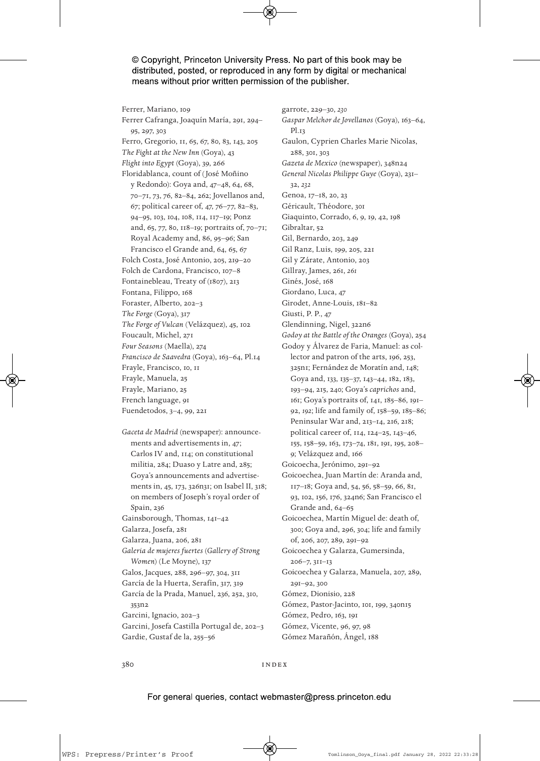Ferrer, Mariano, 109
Ferrer Cafranga, Joaquín María, 291, 294–95, 297, 303
Ferro, Gregorio, 11, 65, 67, 80, 83, 143, 205
*The Fight at the New Inn* (Goya), 43
*Flight into Egypt* (Goya), 39, 266
Floridablanca, count of (José Moñino y Redondo): Goya and, 47–48, 64, 68, 70–71, 73, 76, 82–84, 262; Jovellanos and, 67; political career of, 47, 76–77, 82–83, 94–95, 103, 104, 108, 114, 117–19; Ponz and, 65, 77, 80, 118–19; portraits of, 70–71; Royal Academy and, 86, 95–96; San Francisco el Grande and, 64, 65, 67
Folch Costa, José Antonio, 205, 219–20
Folch de Cardona, Francisco, 107–8
Fontainebleau, Treaty of (1807), 213
Fontana, Filippo, 168
Foraster, Alberto, 202–3
*The Forge* (Goya), 317
*The Forge of Vulcan* (Velázquez), 45, 102
Foucault, Michel, 271
*Four Seasons* (Maella), 274
*Francisco de Saavedra* (Goya), 163–64, Pl.14
Frayle, Francisco, 10, 11
Frayle, Manuela, 25
Frayle, Mariano, 25
French language, 91
Fuendetodos, 3–4, 99, 221

*Gaceta de Madrid* (newspaper): announcements and advertisements in, 47; Carlos IV and, 114; on constitutional militia, 284; Duaso y Latre and, 285; Goya's announcements and advertisements in, 45, 173, 326n31; on Isabel II, 318; on members of Joseph's royal order of Spain, 236
Gainsborough, Thomas, 141–42
Galarza, Josefa, 281
Galarza, Juana, 206, 281
*Galeria de mujeres fuertes* (*Gallery of Strong Women*) (Le Moyne), 137
Galos, Jacques, 288, 296–97, 304, 311
García de la Huerta, Serafín, 317, 319
García de la Prada, Manuel, 236, 252, 310, 353n2
Garcini, Ignacio, 202–3
Garcini, Josefa Castilla Portugal de, 202–3
Gardie, Gustaf de la, 255–56
garrote, 229–30, *230*
*Gaspar Melchor de Jovellanos* (Goya), 163–64, Pl.13
Gaulon, Cyprien Charles Marie Nicolas, 288, 301, 303
*Gazeta de Mexico* (newspaper), 348n24
*General Nicolas Philippe Guye* (Goya), 231–32, *232*
Genoa, 17–18, 20, 23
Géricault, Théodore, 301
Giaquinto, Corrado, 6, 9, 19, 42, 198
Gibraltar, 52
Gil, Bernardo, 203, 249
Gil Ranz, Luis, 199, 205, 221
Gil y Zárate, Antonio, 203
Gillray, James, 261, *261*
Ginés, José, 168
Giordano, Luca, 47
Girodet, Anne-Louis, 181–82
Giusti, P. P., 47
Glendinning, Nigel, 322n6
*Godoy at the Battle of the Oranges* (Goya), 254
Godoy y Álvarez de Faria, Manuel: as collector and patron of the arts, 196, 253, 325n11; Fernández de Moratín and, 148; Goya and, 133, 135–37, 143–44, 182, 183, 193–94, 215, 240; Goya's *caprichos* and, 161; Goya's portraits of, 141, 185–86, 191–92, *192*; life and family of, 158–59, 185–86; Peninsular War and, 213–14, 216, 218; political career of, 114, 124–25, 143–46, 155, 158–59, 163, 173–74, 181, 191, 195, 208–9; Velázquez and, 166
Goicoecha, Jerónimo, 291–92
Goicoechea, Juan Martín de: Aranda and, 117–18; Goya and, 54, 56, 58–59, 66, 81, 93, 102, 156, 176, 324n6; San Francisco el Grande and, 64–65
Goicoechea, Martín Miguel de: death of, 300; Goya and, 296, 304; life and family of, 206, 207, 289, 291–92
Goicoechea y Galarza, Gumersinda, 206–7, 311–13
Goicoechea y Galarza, Manuela, 207, 289, 291–92, 300
Gómez, Dionisio, 228
Gómez, Pastor-Jacinto, 101, 199, 340n15
Gómez, Pedro, 163, 191
Gómez, Vicente, 96, 97, 98
Gómez Marañón, Ángel, 188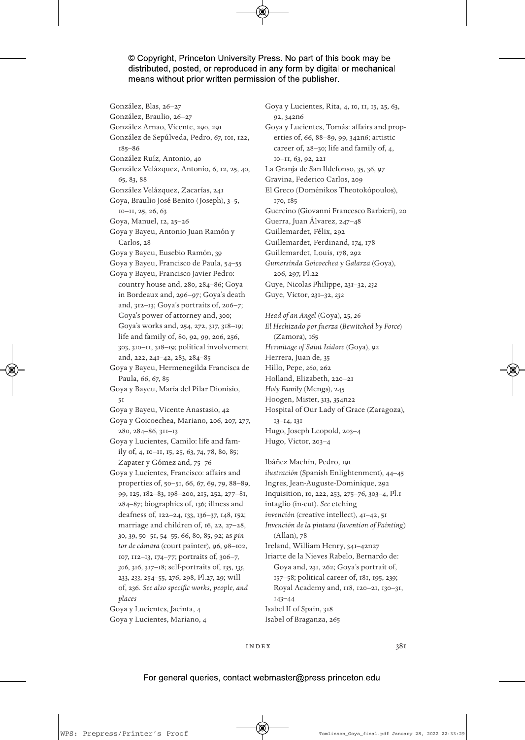González, Blas, 26–27
González, Braulio, 26–27
González Arnao, Vicente, 290, 291
González de Sepúlveda, Pedro, 67, 101, 122, 185–86
González Ruíz, Antonio, 40
González Velázquez, Antonio, 6, 12, 25, 40, 65, 83, 88
González Velázquez, Zacarías, 241
Goya, Braulio José Benito (Joseph), 3–5, 10–11, 25, 26, 63
Goya, Manuel, 12, 25–26
Goya y Bayeu, Antonio Juan Ramón y Carlos, 28
Goya y Bayeu, Eusebio Ramón, 39
Goya y Bayeu, Francisco de Paula, 54–55
Goya y Bayeu, Francisco Javier Pedro: country house and, 280, 284–86; Goya in Bordeaux and, 296–97; Goya's death and, 312–13; Goya's portraits of, 206–7; Goya's power of attorney and, 300; Goya's works and, 254, 272, 317, 318–19; life and family of, 80, 92, 99, 206, 256, 303, 310–11, 318–19; political involvement and, 222, 241–42, 283, 284–85
Goya y Bayeu, Hermenegilda Francisca de Paula, 66, 67, 85
Goya y Bayeu, María del Pilar Dionisio, 51
Goya y Bayeu, Vicente Anastasio, 42
Goya y Goicoechea, Mariano, 206, 207, 277, 280, 284–86, 311–13
Goya y Lucientes, Camilo: life and family of, 4, 10–11, 15, 25, 63, 74, 78, 80, 85; Zapater y Gómez and, 75–76
Goya y Lucientes, Francisco: affairs and properties of, 50–51, 66, 67, 69, 79, 88–89, 99, 125, 182–83, 198–200, 215, 252, 277–81, 284–87; biographies of, 136; illness and deafness of, 122–24, 133, 136–37, 148, 152; marriage and children of, 16, 22, 27–28, 30, 39, 50–51, 54–55, 66, 80, 85, 92; as *pintor de cámara* (court painter), 96, 98–102, 107, 112–13, 174–77; portraits of, 306–7, *306*, 316, 317–18; self-portraits of, 135, *135*, 233, *233*, 254–55, 276, 298, Pl.27, 29; will of, 236. *See also specific works, people, and places*
Goya y Lucientes, Jacinta, 4
Goya y Lucientes, Mariano, 4
Goya y Lucientes, Rita, 4, 10, 11, 15, 25, 63, 92, 342n6
Goya y Lucientes, Tomás: affairs and properties of, 66, 88–89, 99, 342n6; artistic career of, 28–30; life and family of, 4, 10–11, 63, 92, 221
La Granja de San Ildefonso, 35, 36, 97
Gravina, Federico Carlos, 209
El Greco (Doménikos Theotokópoulos), 170, 185
Guercino (Giovanni Francesco Barbieri), 20
Guerra, Juan Álvarez, 247–48
Guillemardet, Félix, 292
Guillemardet, Ferdinand, 174, 178
Guillemardet, Louis, 178, 292
*Gumersinda Goicoechea y Galarza* (Goya), 206, 297, Pl.22
Guye, Nicolas Philippe, 231–32, *232*
Guye, Victor, 231–32, *232*

*Head of an Angel* (Goya), 25, *26*
*El Hechizado por fuerza* (*Bewitched by Force*) (Zamora), 165
*Hermitage of Saint Isidore* (Goya), 92
Herrera, Juan de, 35
Hillo, Pepe, *260*, 262
Holland, Elizabeth, 220–21
*Holy Family* (Mengs), 245
Hoogen, Mister, 313, 354n22
Hospital of Our Lady of Grace (Zaragoza), 13–14, 131
Hugo, Joseph Leopold, 203–4
Hugo, Victor, 203–4

Ibáñez Machín, Pedro, 191
*ilustración* (Spanish Enlightenment), 44–45
Ingres, Jean-Auguste-Dominique, 292
Inquisition, 10, 222, 253, 275–76, 303–4, Pl.1
intaglio (in-cut). *See* etching
*invención* (creative intellect), 41–42, 51
*Invención de la pintura* (*Invention of Painting*) (Allan), 78
Ireland, William Henry, 341–42n27
Iriarte de la Nieves Rabelo, Bernardo de: Goya and, 231, 262; Goya's portrait of, 157–58; political career of, 181, 195, 239; Royal Academy and, 118, 120–21, 130–31, 143–44
Isabel II of Spain, 318
Isabel of Braganza, 265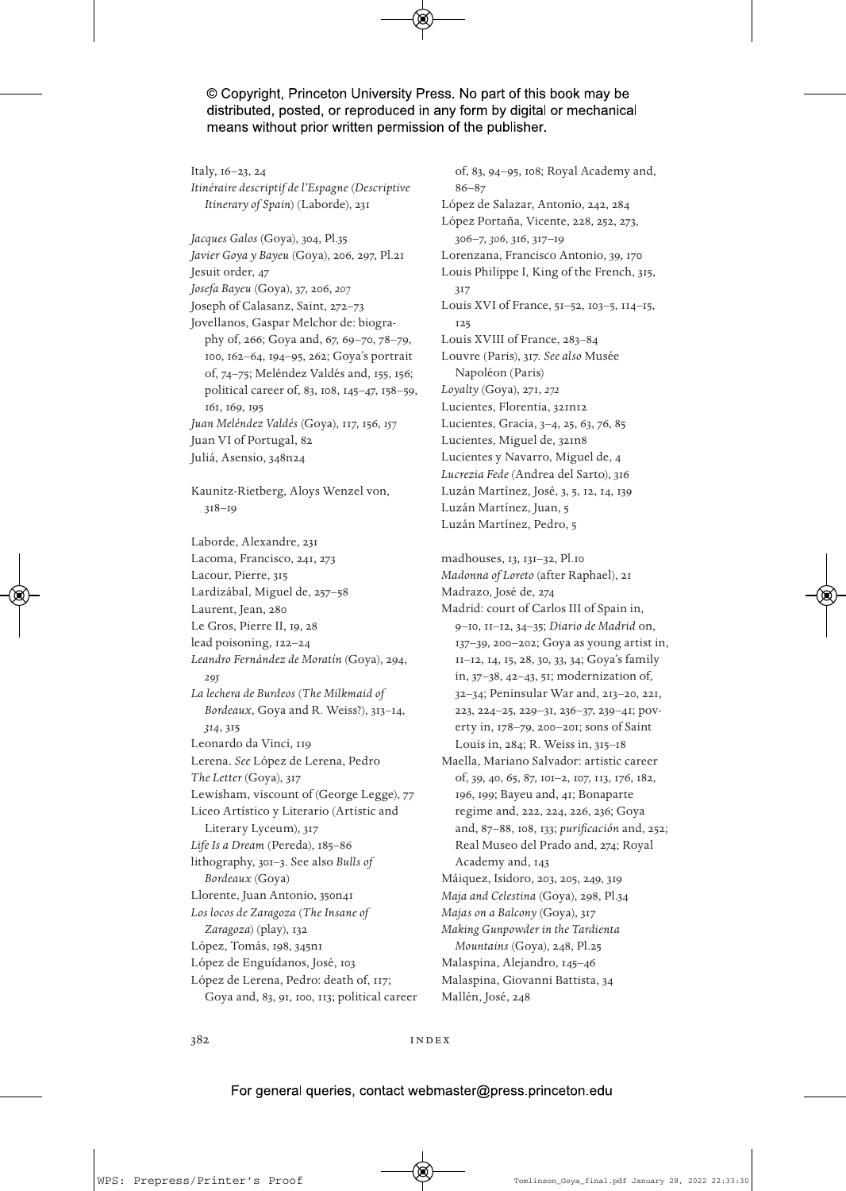Italy, 16–23, 24
*Itinéraire descriptif de l'Espagne* (*Descriptive Itinerary of Spain*) (Laborde), 231

*Jacques Galos* (Goya), 304, Pl.35
*Javier Goya y Bayeu* (Goya), 206, 297, Pl.21
Jesuit order, 47
*Josefa Bayeu* (Goya), 37, 206, *207*
Joseph of Calasanz, Saint, 272–73
Jovellanos, Gaspar Melchor de: biography of, 266; Goya and, 67, 69–70, 78–79, 100, 162–64, 194–95, 262; Goya's portrait of, 74–75; Meléndez Valdés and, 155, 156; political career of, 83, 108, 145–47, 158–59, 161, 169, 195
*Juan Meléndez Valdés* (Goya), 117, 156, *157*
Juan VI of Portugal, 82
Juliá, Asensio, 348n24

Kaunitz-Rietberg, Aloys Wenzel von, 318–19

Laborde, Alexandre, 231
Lacoma, Francisco, 241, 273
Lacour, Pierre, 315
Lardizábal, Miguel de, 257–58
Laurent, Jean, 280
Le Gros, Pierre II, 19, 28
lead poisoning, 122–24
*Leandro Fernández de Moratín* (Goya), 294, *295*
*La lechera de Burdeos* (*The Milkmaid of Bordeaux*, Goya and R. Weiss?), 313–14, *314*, 315
Leonardo da Vinci, 119
Lerena. *See* López de Lerena, Pedro
*The Letter* (Goya), 317
Lewisham, viscount of (George Legge), 77
Liceo Artístico y Literario (Artistic and Literary Lyceum), 317
*Life Is a Dream* (Pereda), 185–86
lithography, 301–3. See also *Bulls of Bordeaux* (Goya)
Llorente, Juan Antonio, 350n41
*Los locos de Zaragoza* (*The Insane of Zaragoza*) (play), 132
López, Tomás, 198, 345n1
López de Enguídanos, José, 103
López de Lerena, Pedro: death of, 117; Goya and, 83, 91, 100, 113; political career of, 83, 94–95, 108; Royal Academy and, 86–87
López de Salazar, Antonio, 242, 284
López Portaña, Vicente, 228, 252, 273, 306–7, *306*, 316, 317–19
Lorenzana, Francisco Antonio, 39, 170
Louis Philippe I, King of the French, 315, 317
Louis XVI of France, 51–52, 103–5, 114–15, 125
Louis XVIII of France, 283–84
Louvre (Paris), 317. *See also* Musée Napoléon (Paris)
*Loyalty* (Goya), 271, *272*
Lucientes, Florentia, 321n12
Lucientes, Gracia, 3–4, 25, 63, 76, 85
Lucientes, Miguel de, 321n8
Lucientes y Navarro, Miguel de, 4
*Lucrezia Fede* (Andrea del Sarto), 316
Luzán Martínez, José, 3, 5, 12, 14, 139
Luzán Martínez, Juan, 5
Luzán Martínez, Pedro, 5

madhouses, 13, 131–32, Pl.10
*Madonna of Loreto* (after Raphael), 21
Madrazo, José de, 274
Madrid: court of Carlos III of Spain in, 9–10, 11–12, 34–35; *Diario de Madrid* on, 137–39, 200–202; Goya as young artist in, 11–12, 14, 15, 28, 30, 33, 34; Goya's family in, 37–38, 42–43, 51; modernization of, 32–34; Peninsular War and, 213–20, 221, 223, 224–25, 229–31, 236–37, 239–41; poverty in, 178–79, 200–201; sons of Saint Louis in, 284; R. Weiss in, 315–18
Maella, Mariano Salvador: artistic career of, 39, 40, 65, 87, 101–2, 107, 113, 176, 182, 196, 199; Bayeu and, 41; Bonaparte regime and, 222, 224, 226, 236; Goya and, 87–88, 108, 133; *purificación* and, 252; Real Museo del Prado and, 274; Royal Academy and, 143
Máiquez, Isidoro, 203, 205, 249, 319
*Maja and Celestina* (Goya), 298, Pl.34
*Majas on a Balcony* (Goya), 317
*Making Gunpowder in the Tardienta Mountains* (Goya), 248, Pl.25
Malaspina, Alejandro, 145–46
Malaspina, Giovanni Battista, 34
Mallén, José, 248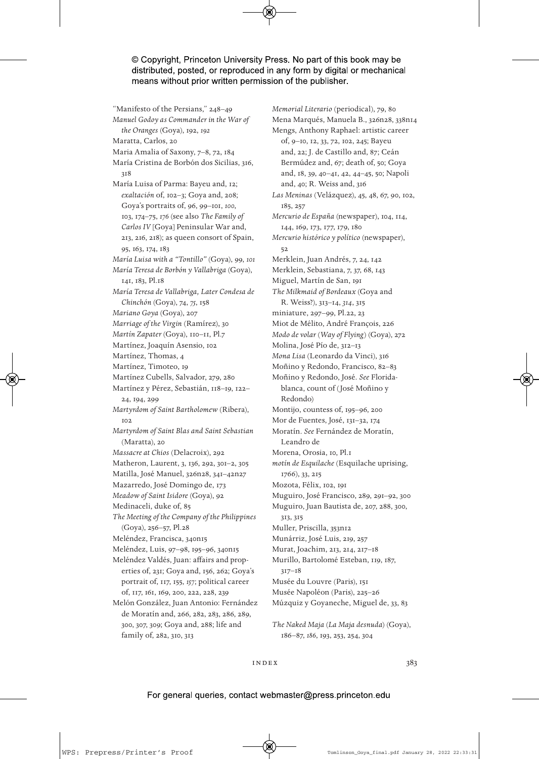"Manifesto of the Persians," 248–49

*Manuel Godoy as Commander in the War of the Oranges* (Goya), 192, *192*

Maratta, Carlos, 20

Maria Amalia of Saxony, 7–8, 72, 184

María Cristina de Borbón dos Sicilias, 316, 318

María Luisa of Parma: Bayeu and, 12; *exaltación* of, 102–3; Goya and, 208; Goya's portraits of, 96, 99–101, *100*, 103, 174–75, *176* (see also *The Family of Carlos IV* [Goya] Peninsular War and, 213, 216, 218); as queen consort of Spain, 95, 163, 174, 183

*María Luisa with a "Tontillo"* (Goya), 99, *101*

*María Teresa de Borbón y Vallabriga* (Goya), 141, 183, Pl.18

*María Teresa de Vallabriga, Later Condesa de Chinchón* (Goya), 74, *75*, 158

*Mariano Goya* (Goya), 207

*Marriage of the Virgin* (Ramírez), 30

*Martín Zapater* (Goya), 110–11, Pl.7

Martínez, Joaquín Asensio, 102

Martínez, Thomas, 4

Martínez, Timoteo, 19

Martínez Cubells, Salvador, 279, 280

Martínez y Pérez, Sebastián, 118–19, 122–24, 194, 299

*Martyrdom of Saint Bartholomew* (Ribera), 102

*Martyrdom of Saint Blas and Saint Sebastian* (Maratta), 20

*Massacre at Chios* (Delacroix), 292

Matheron, Laurent, 3, 136, 292, 301–2, 305

Matilla, José Manuel, 326n28, 341–42n27

Mazarredo, José Domingo de, 173

*Meadow of Saint Isidore* (Goya), 92

Medinaceli, duke of, 85

*The Meeting of the Company of the Philippines* (Goya), 256–57, Pl.28

Meléndez, Francisca, 340n15

Meléndez, Luis, 97–98, 195–96, 340n15

Meléndez Valdés, Juan: affairs and properties of, 231; Goya and, 156, 262; Goya's portrait of, 117, 155, *157*; political career of, 117, 161, 169, 200, 222, 228, 239

Melón González, Juan Antonio: Fernández de Moratín and, 266, 282, 283, 286, 289, 300, 307, 309; Goya and, 288; life and family of, 282, 310, 313

*Memorial Literario* (periodical), 79, 80

Mena Marqués, Manuela B., 326n28, 338n14

Mengs, Anthony Raphael: artistic career of, 9–10, 12, 33, 72, 102, 245; Bayeu and, 22; J. de Castillo and, 87; Ceán Bermúdez and, 67; death of, 50; Goya and, 18, 39, 40–41, 42, 44–45, 50; Napoli and, 40; R. Weiss and, 316

*Las Meninas* (Velázquez), 45, 48, 67, 90, 102, 185, 257

*Mercurio de España* (newspaper), 104, 114, 144, 169, 173, 177, 179, 180

*Mercurio histórico y político* (newspaper), 52

Merklein, Juan Andrés, 7, 24, 142

Merklein, Sebastiana, 7, 37, 68, 143

Miguel, Martín de San, 191

*The Milkmaid of Bordeaux* (Goya and R. Weiss?), 313–14, *314*, 315

miniature, 297–99, Pl.22, 23

Miot de Mélito, André François, 226

*Modo de volar* (*Way of Flying*) (Goya), 272

Molina, José Pío de, 312–13

*Mona Lisa* (Leonardo da Vinci), 316

Moñino y Redondo, Francisco, 82–83

Moñino y Redondo, José. *See* Floridablanca, count of (José Moñino y Redondo)

Montijo, countess of, 195–96, 200

Mor de Fuentes, José, 131–32, 174

Moratín. *See* Fernández de Moratín, Leandro de

Morena, Orosia, 10, Pl.1

*motín de Esquilache* (Esquilache uprising, 1766), 33, 215

Mozota, Félix, 102, 191

Muguiro, José Francisco, 289, 291–92, 300

Muguiro, Juan Bautista de, 207, 288, 300, 313, 315

Muller, Priscilla, 353n12

Munárriz, José Luis, 219, 257

Murat, Joachim, 213, 214, 217–18

Murillo, Bartolomé Esteban, 119, 187, 317–18

Musée du Louvre (Paris), 151

Musée Napoléon (Paris), 225–26

Múzquiz y Goyaneche, Miguel de, 33, 83

*The Naked Maja* (*La Maja desnuda*) (Goya), 186–87, *186*, 193, 253, 254, 304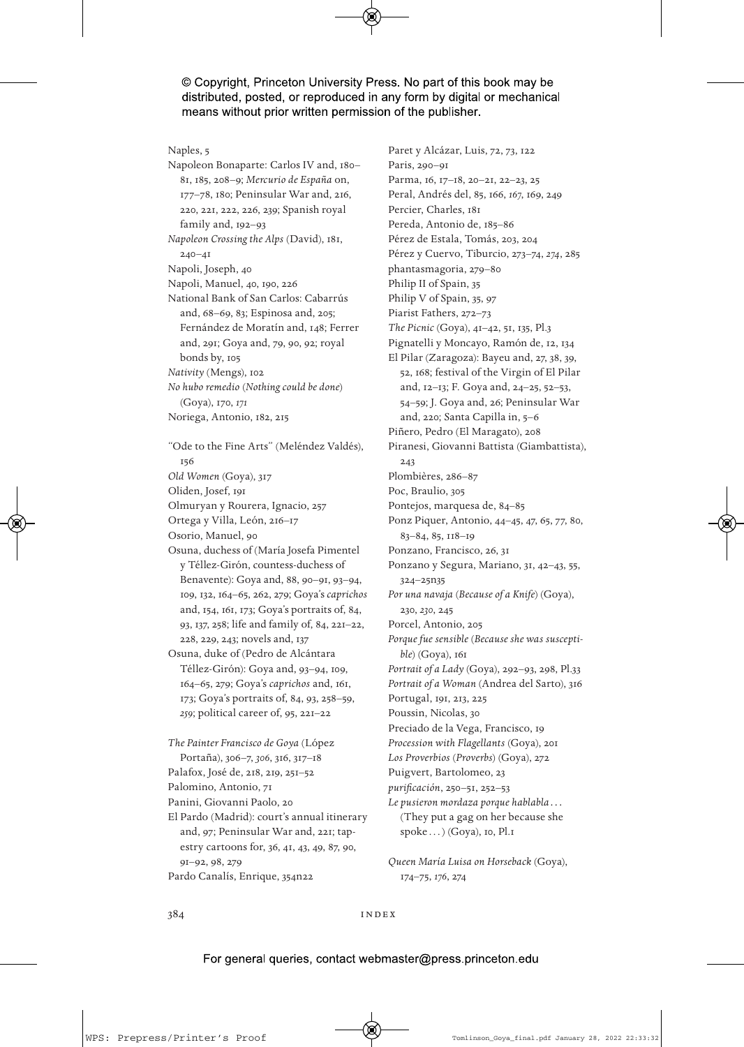Naples, 5
Napoleon Bonaparte: Carlos IV and, 180–81, 185, 208–9; *Mercurio de España* on, 177–78, 180; Peninsular War and, 216, 220, 221, 222, 226, 239; Spanish royal family and, 192–93
*Napoleon Crossing the Alps* (David), 181, 240–41
Napoli, Joseph, 40
Napoli, Manuel, 40, 190, 226
National Bank of San Carlos: Cabarrús and, 68–69, 83; Espinosa and, 205; Fernández de Moratín and, 148; Ferrer and, 291; Goya and, 79, 90, 92; royal bonds by, 105
*Nativity* (Mengs), 102
*No hubo remedio* (*Nothing could be done*) (Goya), 170, *171*
Noriega, Antonio, 182, 215

"Ode to the Fine Arts" (Meléndez Valdés), 156
*Old Women* (Goya), 317
Oliden, Josef, 191
Olmuryan y Rourera, Ignacio, 257
Ortega y Villa, León, 216–17
Osorio, Manuel, 90
Osuna, duchess of (María Josefa Pimentel y Téllez-Girón, countess-duchess of Benavente): Goya and, 88, 90–91, 93–94, 109, 132, 164–65, 262, 279; Goya's *caprichos* and, 154, 161, 173; Goya's portraits of, 84, 93, 137, 258; life and family of, 84, 221–22, 228, 229, 243; novels and, 137
Osuna, duke of (Pedro de Alcántara Téllez-Girón): Goya and, 93–94, 109, 164–65, 279; Goya's *caprichos* and, 161, 173; Goya's portraits of, 84, 93, 258–59, *259*; political career of, 95, 221–22

*The Painter Francisco de Goya* (López Portaña), 306–7, *306*, 316, 317–18
Palafox, José de, 218, 219, 251–52
Palomino, Antonio, 71
Panini, Giovanni Paolo, 20
El Pardo (Madrid): court's annual itinerary and, 97; Peninsular War and, 221; tapestry cartoons for, 36, 41, 43, 49, 87, 90, 91–92, 98, 279
Pardo Canalís, Enrique, 354n22
Paret y Alcázar, Luis, 72, 73, 122
Paris, 290–91
Parma, 16, 17–18, 20–21, 22–23, 25
Peral, Andrés del, 85, 166, *167*, 169, 249
Percier, Charles, 181
Pereda, Antonio de, 185–86
Pérez de Estala, Tomás, 203, 204
Pérez y Cuervo, Tiburcio, 273–74, *274*, 285
phantasmagoria, 279–80
Philip II of Spain, 35
Philip V of Spain, 35, 97
Piarist Fathers, 272–73
*The Picnic* (Goya), 41–42, 51, 135, Pl.3
Pignatelli y Moncayo, Ramón de, 12, 134
El Pilar (Zaragoza): Bayeu and, 27, 38, 39, 52, 168; festival of the Virgin of El Pilar and, 12–13; F. Goya and, 24–25, 52–53, 54–59; J. Goya and, 26; Peninsular War and, 220; Santa Capilla in, 5–6
Piñero, Pedro (El Maragato), 208
Piranesi, Giovanni Battista (Giambattista), 243
Plombières, 286–87
Poc, Braulio, 305
Pontejos, marquesa de, 84–85
Ponz Piquer, Antonio, 44–45, 47, 65, 77, 80, 83–84, 85, 118–19
Ponzano, Francisco, 26, 31
Ponzano y Segura, Mariano, 31, 42–43, 55, 324–25n35
*Por una navaja* (*Because of a Knife*) (Goya), 230, *230*, 245
Porcel, Antonio, 205
*Porque fue sensible* (*Because she was susceptible*) (Goya), 161
*Portrait of a Lady* (Goya), 292–93, 298, Pl.33
*Portrait of a Woman* (Andrea del Sarto), *316*
Portugal, 191, 213, 225
Poussin, Nicolas, 30
Preciado de la Vega, Francisco, 19
*Procession with Flagellants* (Goya), 201
*Los Proverbios* (*Proverbs*) (Goya), 272
Puigvert, Bartolomeo, 23
*purificación*, 250–51, 252–53
*Le pusieron mordaza porque hablabla . . .* (They put a gag on her because she spoke . . .) (Goya), 10, Pl.1

*Queen María Luisa on Horseback* (Goya), 174–75, *176*, 274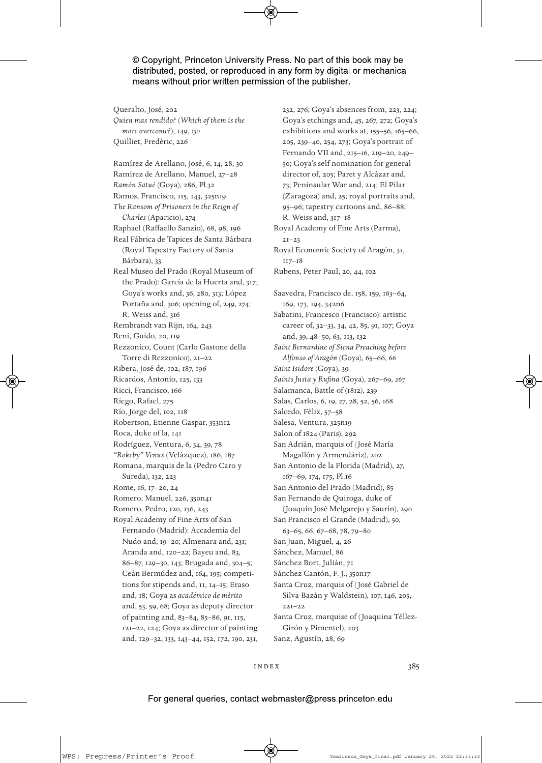© Copyright, Princeton University Press. No part of this book may be distributed, posted, or reproduced in any form by digital or mechanical means without prior written permission of the publisher.

Queralto, José, 202
*Quien mas rendido? (Which of them is the more overcome?)*, 149, *150*
Quilliet, Fredéric, 226

Ramírez de Arellano, José, 6, 14, 28, 30
Ramírez de Arellano, Manuel, 27–28
*Ramón Satué* (Goya), 286, Pl.32
Ramos, Francisco, 115, 143, 325n19
*The Ransom of Prisoners in the Reign of Charles* (Aparicio), 274
Raphael (Raffaello Sanzio), 68, 98, 196
Real Fábrica de Tapices de Santa Bárbara (Royal Tapestry Factory of Santa Bárbara), 33
Real Museo del Prado (Royal Museum of the Prado): García de la Huerta and, 317; Goya's works and, 36, 280, 313; López Portaña and, 306; opening of, 249, 274; R. Weiss and, 316
Rembrandt van Rijn, 164, 243
Reni, Guido, 20, 119
Rezzonico, Count (Carlo Gastone della Torre di Rezzonico), 21–22
Ribera, José de, 102, 187, 196
Ricardos, Antonio, 125, 133
Ricci, Francisco, 166
Riego, Rafael, 275
Río, Jorge del, 102, 118
Robertson, Etienne Gaspar, 353n12
Roca, duke of la, 141
Rodríguez, Ventura, 6, 34, 39, 78
*"Rokeby" Venus* (Velázquez), 186, 187
Romana, marquis de la (Pedro Caro y Sureda), 132, 223
Rome, 16, 17–20, 24
Romero, Manuel, 226, 350n41
Romero, Pedro, 120, 136, 243
Royal Academy of Fine Arts of San Fernando (Madrid): Accademia del Nudo and, 19–20; Almenara and, 231; Aranda and, 120–22; Bayeu and, 83, 86–87, 129–30, 143; Brugada and, 304–5; Ceán Bermúdez and, 164, 195; competitions for stipends and, 11, 14–15; Eraso and, 18; Goya as *académico de mérito* and, 53, 59, 68; Goya as deputy director of painting and, 83–84, 85–86, 91, 115, 121–22, 124; Goya as director of painting and, 129–32, 133, 143–44, 152, 172, 190, 231, 232, 276; Goya's absences from, 223, 224; Goya's etchings and, 45, 267, 272; Goya's exhibitions and works at, 155–56, 165–66, 205, 239–40, 254, 273; Goya's portrait of Fernando VII and, 215–16, 219–20, 249–50; Goya's self-nomination for general director of, 205; Paret y Alcázar and, 73; Peninsular War and, 214; El Pilar (Zaragoza) and, 25; royal portraits and, 95–96; tapestry cartoons and, 86–88; R. Weiss and, 317–18
Royal Academy of Fine Arts (Parma), 21–23
Royal Economic Society of Aragón, 31, 117–18
Rubens, Peter Paul, 20, 44, 102

Saavedra, Francisco de, 158, 159, 163–64, 169, 173, 194, 342n6
Sabatini, Francesco (Francisco): artistic career of, 32–33, 34, 42, 85, 91, 107; Goya and, 39, 48–50, 63, 113, 132
*Saint Bernardine of Siena Preaching before Alfonso of Aragón* (Goya), 65–66, *66*
*Saint Isidore* (Goya), 39
*Saints Justa y Rufina* (Goya), 267–69, *267*
Salamanca, Battle of (1812), 239
Salas, Carlos, 6, 19, 27, 28, 52, 56, 168
Salcedo, Félix, 57–58
Salesa, Ventura, 325n19
Salon of 1824 (Paris), 292
San Adrián, marquis of (José María Magallón y Armendáriz), 202
San Antonio de la Florida (Madrid), 27, 167–69, 174, 175, Pl.16
San Antonio del Prado (Madrid), 85
San Fernando de Quiroga, duke of (Joaquín José Melgarejo y Saurín), 290
San Francisco el Grande (Madrid), 50, 63–65, 66, 67–68, 78, 79–80
San Juan, Miguel, 4, 26
Sánchez, Manuel, 86
Sánchez Bort, Julián, 71
Sánchez Cantón, F. J., 350n17
Santa Cruz, marquis of (José Gabriel de Silva-Bazán y Waldstein), 107, 146, 205, 221–22
Santa Cruz, marquise of (Joaquina Téllez-Girón y Pimentel), 203
Sanz, Agustín, 28, 69

For general queries, contact webmaster@press.princeton.edu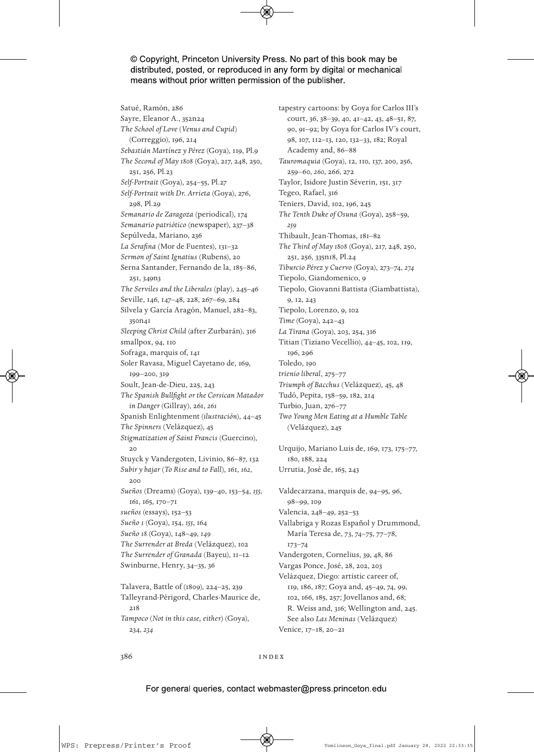Satué, Ramón, 286
Sayre, Eleanor A., 352n24
*The School of Love* (*Venus and Cupid*) (Correggio), 196, 214
*Sebastián Martínez y Pérez* (Goya), 119, Pl.9
*The Second of May 1808* (Goya), 217, 248, 250, 251, 256, Pl.23
*Self-Portrait* (Goya), 254–55, Pl.27
*Self-Portrait with Dr. Arrieta* (Goya), 276, 298, Pl.29
*Semanario de Zaragoza* (periodical), 174
*Semanario patriótico* (newspaper), 237–38
Sepúlveda, Mariano, 236
*La Serafina* (Mor de Fuentes), 131–32
*Sermon of Saint Ignatius* (Rubens), 20
Serna Santander, Fernando de la, 185–86, 251, 349n3
*The Serviles and the Liberales* (play), 245–46
Seville, 146, 147–48, 228, 267–69, 284
Silvela y García Aragón, Manuel, 282–83, 350n41
*Sleeping Christ Child* (after Zurbarán), 316
smallpox, 94, 110
Sofraga, marquis of, 141
Soler Ravasa, Miguel Cayetano de, 169, 199–200, 319
Soult, Jean-de-Dieu, 225, 243
*The Spanish Bullfight or the Corsican Matador in Danger* (Gillray), 261, *261*
Spanish Enlightenment (*ilustración*), 44–45
*The Spinners* (Velázquez), 45
*Stigmatization of Saint Francis* (Guercino), 20
Stuyck y Vandergoten, Livinio, 86–87, 132
*Subir y bajar* (*To Rise and to Fall*), 161, *162*, 200
*Sueños* (Dreams) (Goya), 139–40, 153–54, *155*, 161, 165, 170–71
*sueños* (essays), 152–53
*Sueño 1* (Goya), 154, *155*, 164
*Sueño 18* (Goya), 148–49, *149*
*The Surrender at Breda* (Velázquez), 102
*The Surrender of Granada* (Bayeu), 11–12
Swinburne, Henry, 34–35, 36

Talavera, Battle of (1809), 224–25, 239
Talleyrand-Périgord, Charles-Maurice de, 218
*Tampoco* (*Not in this case, either*) (Goya), 234, *234*
tapestry cartoons: by Goya for Carlos III's court, 36, 38–39, 40, 41–42, 43, 48–51, 87, 90, 91–92; by Goya for Carlos IV's court, 98, 107, 112–13, 120, 132–33, 182; Royal Academy and, 86–88
*Tauromaquia* (Goya), 12, 110, 137, 200, 256, 259–60, *260*, 266, 272
Taylor, Isidore Justin Séverin, 151, 317
Tegeo, Rafael, 316
Teniers, David, 102, 196, 245
*The Tenth Duke of Osuna* (Goya), 258–59, *259*
Thibault, Jean-Thomas, 181–82
*The Third of May 1808* (Goya), 217, 248, 250, 251, 256, 335n18, Pl.24
*Tiburcio Pérez y Cuervo* (Goya), 273–74, *274*
Tiepolo, Giandomenico, 9
Tiepolo, Giovanni Battista (Giambattista), 9, 12, 243
Tiepolo, Lorenzo, 9, 102
*Time* (Goya), 242–43
*La Tirana* (Goya), 203, 254, 316
Titian (Tiziano Vecellio), 44–45, 102, 119, 196, 296
Toledo, 190
*trienio liberal*, 275–77
*Triumph of Bacchus* (Velázquez), 45, 48
Tudó, Pepita, 158–59, 182, 214
Turbio, Juan, 276–77
*Two Young Men Eating at a Humble Table* (Velázquez), 245

Urquijo, Mariano Luis de, 169, 173, 175–77, 180, 188, 224
Urrutia, José de, 165, 243

Valdecarzana, marquis de, 94–95, 96, 98–99, 109
Valencia, 248–49, 252–53
Vallabriga y Rozas Español y Drummond, María Teresa de, 73, 74–75, 77–78, 173–74
Vandergoten, Cornelius, 39, 48, 86
Vargas Ponce, José, 28, 202, 203
Velázquez, Diego: artistic career of, 119, 186, 187; Goya and, 45–49, 74, 99, 102, 166, 185, 257; Jovellanos and, 68; R. Weiss and, 316; Wellington and, 245. See also *Las Meninas* (Velázquez)
Venice, 17–18, 20–21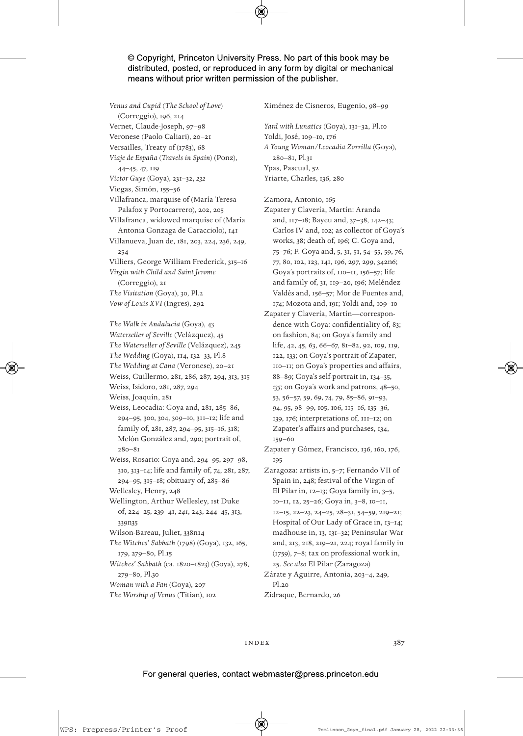*Venus and Cupid* (*The School of Love*) (Correggio), 196, 214
Vernet, Claude-Joseph, 97–98
Veronese (Paolo Caliari), 20–21
Versailles, Treaty of (1783), 68
*Viaje de España* (*Travels in Spain*) (Ponz), 44–45, 47, 119
*Victor Guye* (Goya), 231–32, *232*
Viegas, Simón, 155–56
Villafranca, marquise of (María Teresa Palafox y Portocarrero), 202, 205
Villafranca, widowed marquise of (María Antonia Gonzaga de Caracciolo), 141
Villanueva, Juan de, 181, 203, 224, 236, 249, 254
Villiers, George William Frederick, 315–16
*Virgin with Child and Saint Jerome* (Correggio), 21
*The Visitation* (Goya), 30, Pl.2
*Vow of Louis XVI* (Ingres), 292

*The Walk in Andalucía* (Goya), 43
*Waterseller of Seville* (Velázquez), 45
*The Waterseller of Seville* (Velázquez), 245
*The Wedding* (Goya), 114, 132–33, Pl.8
*The Wedding at Cana* (Veronese), 20–21
Weiss, Guillermo, 281, 286, 287, 294, 313, 315
Weiss, Isidoro, 281, 287, 294
Weiss, Joaquín, 281
Weiss, Leocadia: Goya and, 281, 285–86, 294–95, 300, 304, 309–10, 311–12; life and family of, 281, 287, 294–95, 315–16, 318; Melón González and, 290; portrait of, 280–81
Weiss, Rosario: Goya and, 294–95, 297–98, 310, 313–14; life and family of, 74, 281, 287, 294–95, 315–18; obituary of, 285–86
Wellesley, Henry, 248
Wellington, Arthur Wellesley, 1st Duke of, 224–25, 239–41, *241*, 243, 244–45, 313, 339n35
Wilson-Bareau, Juliet, 338n14
*The Witches' Sabbath* (1798) (Goya), 132, 165, 179, 279–80, Pl.15
*Witches' Sabbath* (ca. 1820–1823) (Goya), 278, 279–80, Pl.30
*Woman with a Fan* (Goya), 207
*The Worship of Venus* (Titian), 102

Ximénez de Cisneros, Eugenio, 98–99

*Yard with Lunatics* (Goya), 131–32, Pl.10
Yoldi, José, 109–10, 176
*A Young Woman/Leocadia Zorrilla* (Goya), 280–81, Pl.31
Ypas, Pascual, 52
Yriarte, Charles, 136, 280

Zamora, Antonio, 165
Zapater y Clavería, Martín: Aranda and, 117–18; Bayeu and, 37–38, 142–43; Carlos IV and, 102; as collector of Goya's works, 38; death of, 196; C. Goya and, 75–76; F. Goya and, 5, 31, 51, 54–55, 59, 76, 77, 80, 102, 123, 141, 196, 297, 299, 342n6; Goya's portraits of, 110–11, 156–57; life and family of, 31, 119–20, 196; Meléndez Valdés and, 156–57; Mor de Fuentes and, 174; Mozota and, 191; Yoldi and, 109–10
Zapater y Clavería, Martín—correspondence with Goya: confidentiality of, 83; on fashion, 84; on Goya's family and life, 42, 45, 63, 66–67, 81–82, 92, 109, 119, 122, 133; on Goya's portrait of Zapater, 110–11; on Goya's properties and affairs, 88–89; Goya's self-portrait in, 134–35, *135*; on Goya's work and patrons, 48–50, 53, 56–57, 59, 69, 74, 79, 85–86, 91–93, 94, 95, 98–99, 105, 106, 115–16, 135–36, 139, 176; interpretations of, 111–12; on Zapater's affairs and purchases, 134, 159–60
Zapater y Gómez, Francisco, 136, 160, 176, 195
Zaragoza: artists in, 5–7; Fernando VII of Spain in, 248; festival of the Virgin of El Pilar in, 12–13; Goya family in, 3–5, 10–11, 12, 25–26; Goya in, 3–8, 10–11, 12–15, 22–23, 24–25, 28–31, 54–59, 219–21; Hospital of Our Lady of Grace in, 13–14; madhouse in, 13, 131–32; Peninsular War and, 213, 218, 219–21, 224; royal family in (1759), 7–8; tax on professional work in, 25. *See also* El Pilar (Zaragoza)
Zárate y Aguirre, Antonia, 203–4, 249, Pl.20
Zidraque, Bernardo, 26